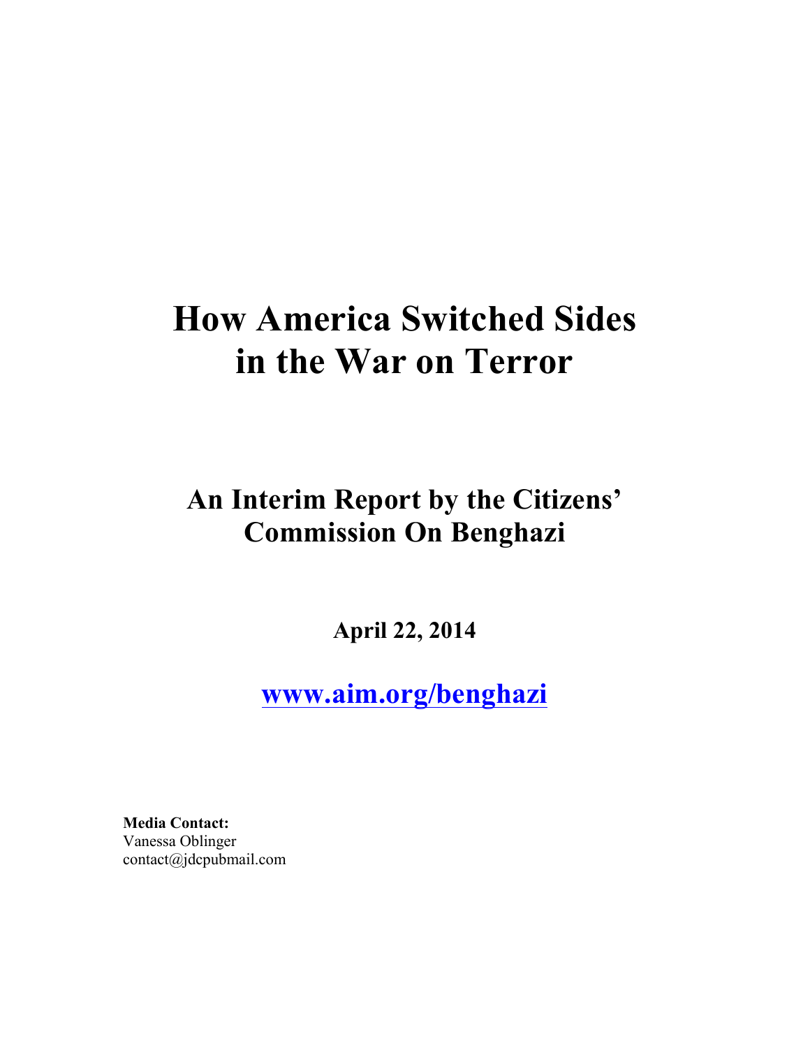# How America Switched Sides in the War on Terror

## An Interim Report by the Citizens' Commission On Benghazi

**April 22, 2014**

**[www.aim.org/benghazi](http://www.aim.org/benghazi)**

**Media Contact:**
Vanessa Oblinger
contact@jdcpubmail.com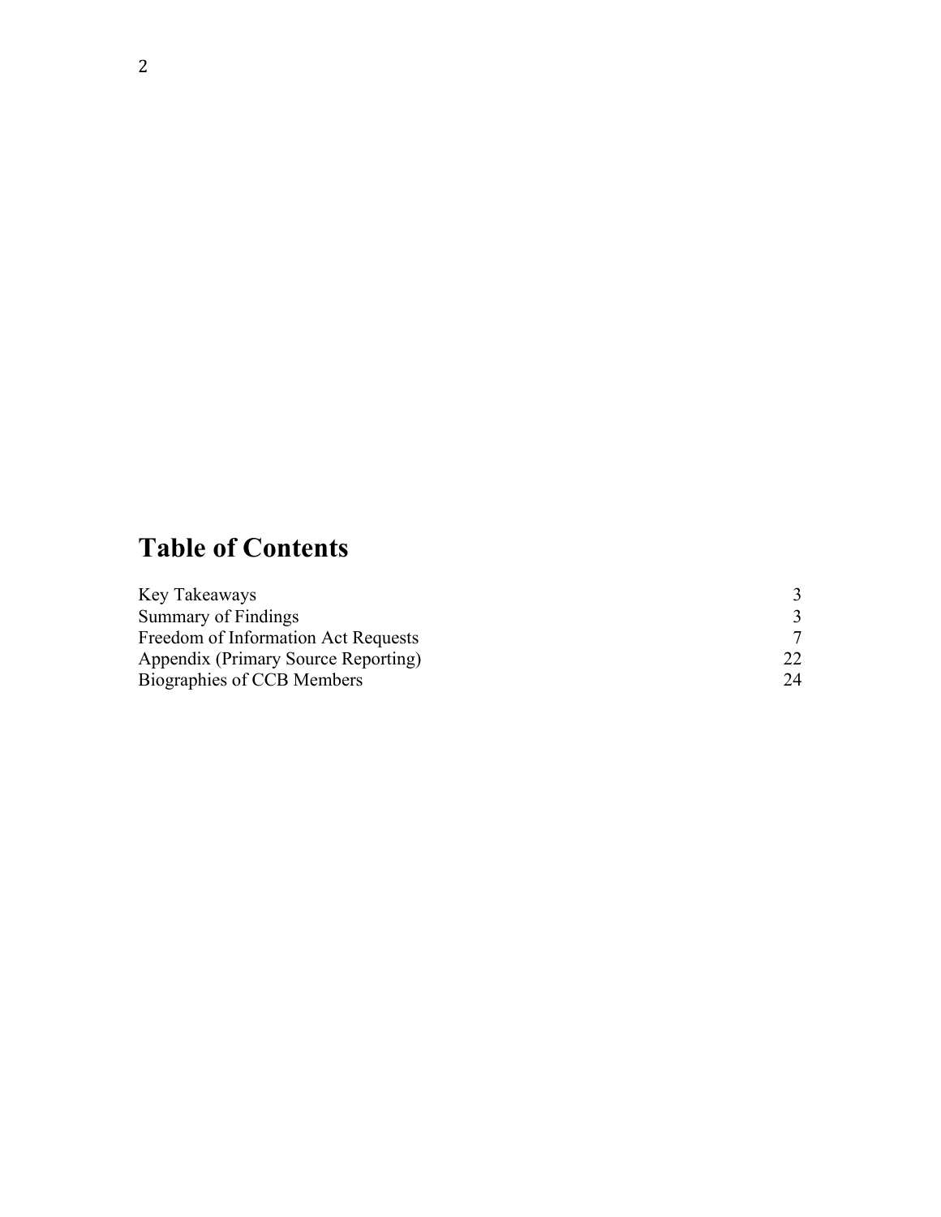# Table of Contents

| | |
|---|---|
| Key Takeaways | 3 |
| Summary of Findings | 3 |
| Freedom of Information Act Requests | 7 |
| Appendix (Primary Source Reporting) | 22 |
| Biographies of CCB Members | 24 |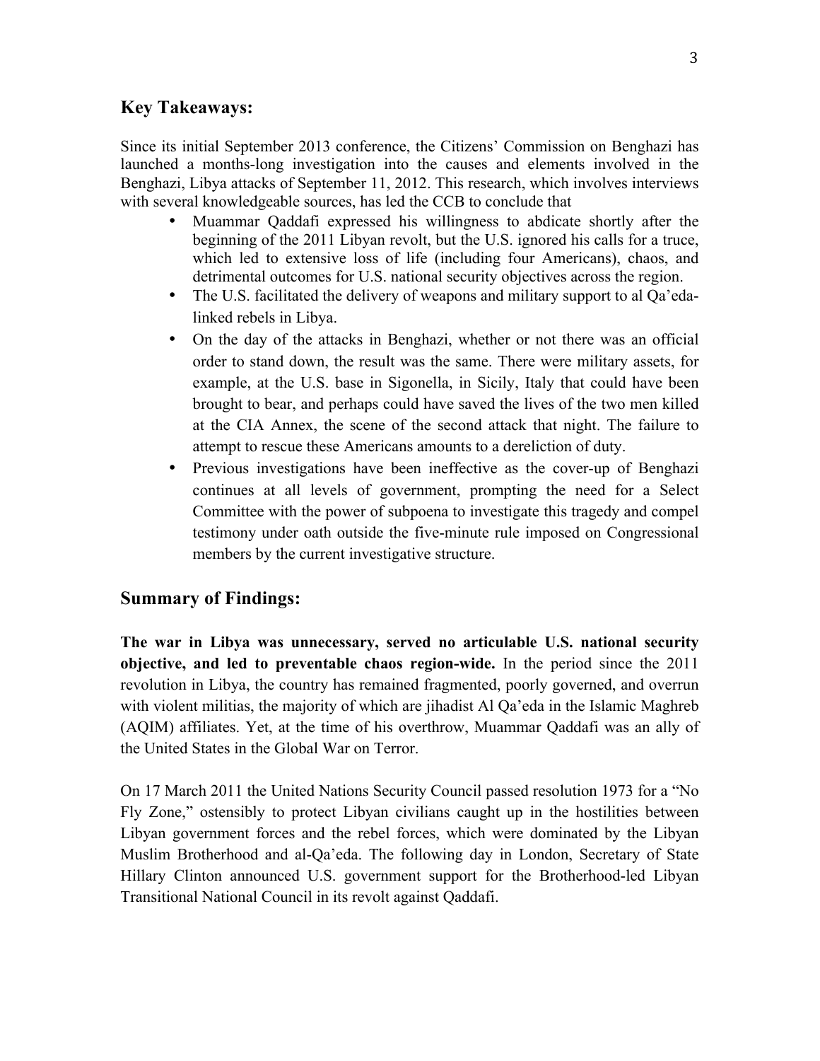## Key Takeaways:

Since its initial September 2013 conference, the Citizens' Commission on Benghazi has launched a months-long investigation into the causes and elements involved in the Benghazi, Libya attacks of September 11, 2012. This research, which involves interviews with several knowledgeable sources, has led the CCB to conclude that

- Muammar Qaddafi expressed his willingness to abdicate shortly after the beginning of the 2011 Libyan revolt, but the U.S. ignored his calls for a truce, which led to extensive loss of life (including four Americans), chaos, and detrimental outcomes for U.S. national security objectives across the region.
- The U.S. facilitated the delivery of weapons and military support to al Qa'eda-linked rebels in Libya.
- On the day of the attacks in Benghazi, whether or not there was an official order to stand down, the result was the same. There were military assets, for example, at the U.S. base in Sigonella, in Sicily, Italy that could have been brought to bear, and perhaps could have saved the lives of the two men killed at the CIA Annex, the scene of the second attack that night. The failure to attempt to rescue these Americans amounts to a dereliction of duty.
- Previous investigations have been ineffective as the cover-up of Benghazi continues at all levels of government, prompting the need for a Select Committee with the power of subpoena to investigate this tragedy and compel testimony under oath outside the five-minute rule imposed on Congressional members by the current investigative structure.

## Summary of Findings:

**The war in Libya was unnecessary, served no articulable U.S. national security objective, and led to preventable chaos region-wide.** In the period since the 2011 revolution in Libya, the country has remained fragmented, poorly governed, and overrun with violent militias, the majority of which are jihadist Al Qa'eda in the Islamic Maghreb (AQIM) affiliates. Yet, at the time of his overthrow, Muammar Qaddafi was an ally of the United States in the Global War on Terror.

On 17 March 2011 the United Nations Security Council passed resolution 1973 for a "No Fly Zone," ostensibly to protect Libyan civilians caught up in the hostilities between Libyan government forces and the rebel forces, which were dominated by the Libyan Muslim Brotherhood and al-Qa'eda. The following day in London, Secretary of State Hillary Clinton announced U.S. government support for the Brotherhood-led Libyan Transitional National Council in its revolt against Qaddafi.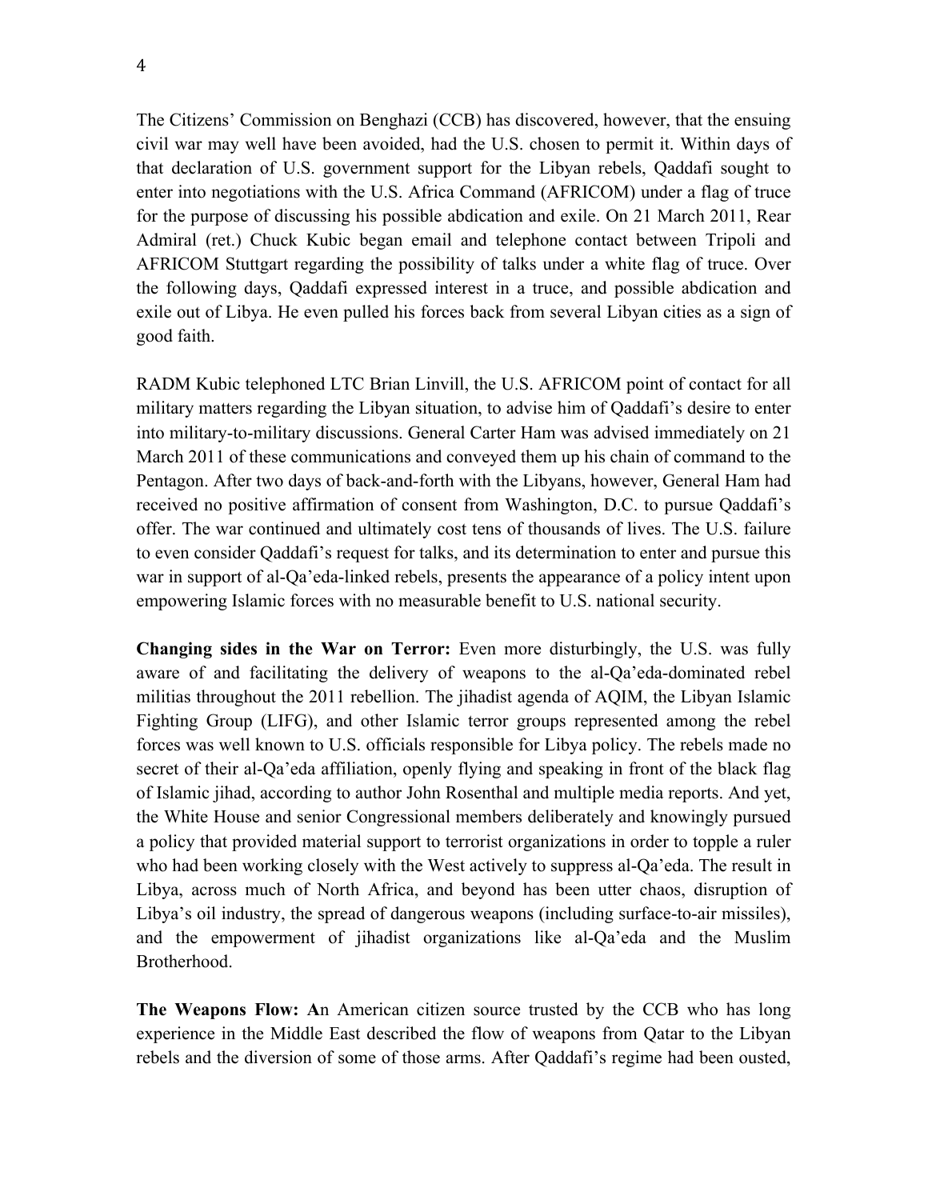The Citizens' Commission on Benghazi (CCB) has discovered, however, that the ensuing civil war may well have been avoided, had the U.S. chosen to permit it. Within days of that declaration of U.S. government support for the Libyan rebels, Qaddafi sought to enter into negotiations with the U.S. Africa Command (AFRICOM) under a flag of truce for the purpose of discussing his possible abdication and exile. On 21 March 2011, Rear Admiral (ret.) Chuck Kubic began email and telephone contact between Tripoli and AFRICOM Stuttgart regarding the possibility of talks under a white flag of truce. Over the following days, Qaddafi expressed interest in a truce, and possible abdication and exile out of Libya. He even pulled his forces back from several Libyan cities as a sign of good faith.

RADM Kubic telephoned LTC Brian Linvill, the U.S. AFRICOM point of contact for all military matters regarding the Libyan situation, to advise him of Qaddafi's desire to enter into military-to-military discussions. General Carter Ham was advised immediately on 21 March 2011 of these communications and conveyed them up his chain of command to the Pentagon. After two days of back-and-forth with the Libyans, however, General Ham had received no positive affirmation of consent from Washington, D.C. to pursue Qaddafi's offer. The war continued and ultimately cost tens of thousands of lives. The U.S. failure to even consider Qaddafi's request for talks, and its determination to enter and pursue this war in support of al-Qa'eda-linked rebels, presents the appearance of a policy intent upon empowering Islamic forces with no measurable benefit to U.S. national security.

**Changing sides in the War on Terror:** Even more disturbingly, the U.S. was fully aware of and facilitating the delivery of weapons to the al-Qa'eda-dominated rebel militias throughout the 2011 rebellion. The jihadist agenda of AQIM, the Libyan Islamic Fighting Group (LIFG), and other Islamic terror groups represented among the rebel forces was well known to U.S. officials responsible for Libya policy. The rebels made no secret of their al-Qa'eda affiliation, openly flying and speaking in front of the black flag of Islamic jihad, according to author John Rosenthal and multiple media reports. And yet, the White House and senior Congressional members deliberately and knowingly pursued a policy that provided material support to terrorist organizations in order to topple a ruler who had been working closely with the West actively to suppress al-Qa'eda. The result in Libya, across much of North Africa, and beyond has been utter chaos, disruption of Libya's oil industry, the spread of dangerous weapons (including surface-to-air missiles), and the empowerment of jihadist organizations like al-Qa'eda and the Muslim Brotherhood.

**The Weapons Flow: A**n American citizen source trusted by the CCB who has long experience in the Middle East described the flow of weapons from Qatar to the Libyan rebels and the diversion of some of those arms. After Qaddafi's regime had been ousted,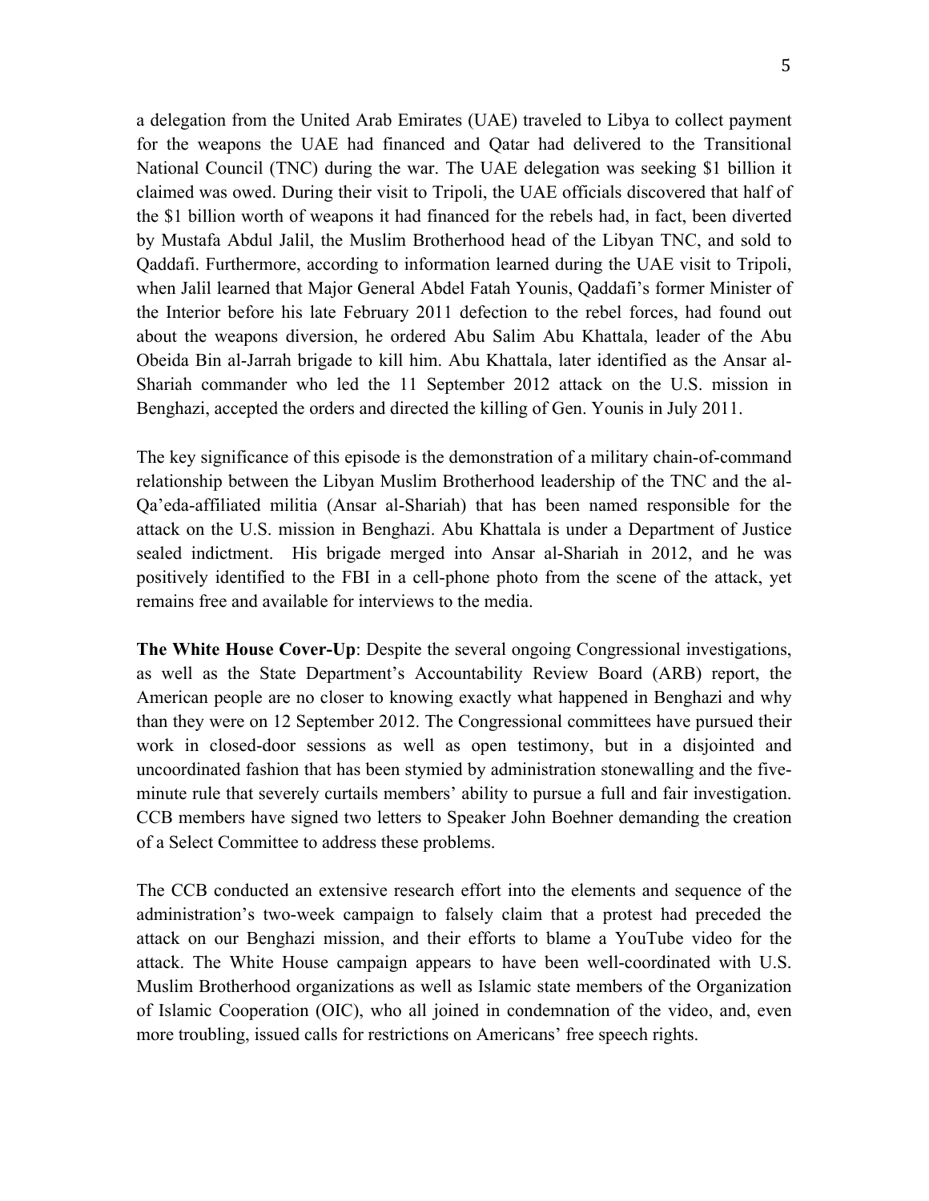a delegation from the United Arab Emirates (UAE) traveled to Libya to collect payment for the weapons the UAE had financed and Qatar had delivered to the Transitional National Council (TNC) during the war. The UAE delegation was seeking $1 billion it claimed was owed. During their visit to Tripoli, the UAE officials discovered that half of the $1 billion worth of weapons it had financed for the rebels had, in fact, been diverted by Mustafa Abdul Jalil, the Muslim Brotherhood head of the Libyan TNC, and sold to Qaddafi. Furthermore, according to information learned during the UAE visit to Tripoli, when Jalil learned that Major General Abdel Fatah Younis, Qaddafi's former Minister of the Interior before his late February 2011 defection to the rebel forces, had found out about the weapons diversion, he ordered Abu Salim Abu Khattala, leader of the Abu Obeida Bin al-Jarrah brigade to kill him. Abu Khattala, later identified as the Ansar al-Shariah commander who led the 11 September 2012 attack on the U.S. mission in Benghazi, accepted the orders and directed the killing of Gen. Younis in July 2011.

The key significance of this episode is the demonstration of a military chain-of-command relationship between the Libyan Muslim Brotherhood leadership of the TNC and the al-Qa'eda-affiliated militia (Ansar al-Shariah) that has been named responsible for the attack on the U.S. mission in Benghazi. Abu Khattala is under a Department of Justice sealed indictment. His brigade merged into Ansar al-Shariah in 2012, and he was positively identified to the FBI in a cell-phone photo from the scene of the attack, yet remains free and available for interviews to the media.

**The White House Cover-Up**: Despite the several ongoing Congressional investigations, as well as the State Department's Accountability Review Board (ARB) report, the American people are no closer to knowing exactly what happened in Benghazi and why than they were on 12 September 2012. The Congressional committees have pursued their work in closed-door sessions as well as open testimony, but in a disjointed and uncoordinated fashion that has been stymied by administration stonewalling and the five-minute rule that severely curtails members' ability to pursue a full and fair investigation. CCB members have signed two letters to Speaker John Boehner demanding the creation of a Select Committee to address these problems.

The CCB conducted an extensive research effort into the elements and sequence of the administration's two-week campaign to falsely claim that a protest had preceded the attack on our Benghazi mission, and their efforts to blame a YouTube video for the attack. The White House campaign appears to have been well-coordinated with U.S. Muslim Brotherhood organizations as well as Islamic state members of the Organization of Islamic Cooperation (OIC), who all joined in condemnation of the video, and, even more troubling, issued calls for restrictions on Americans' free speech rights.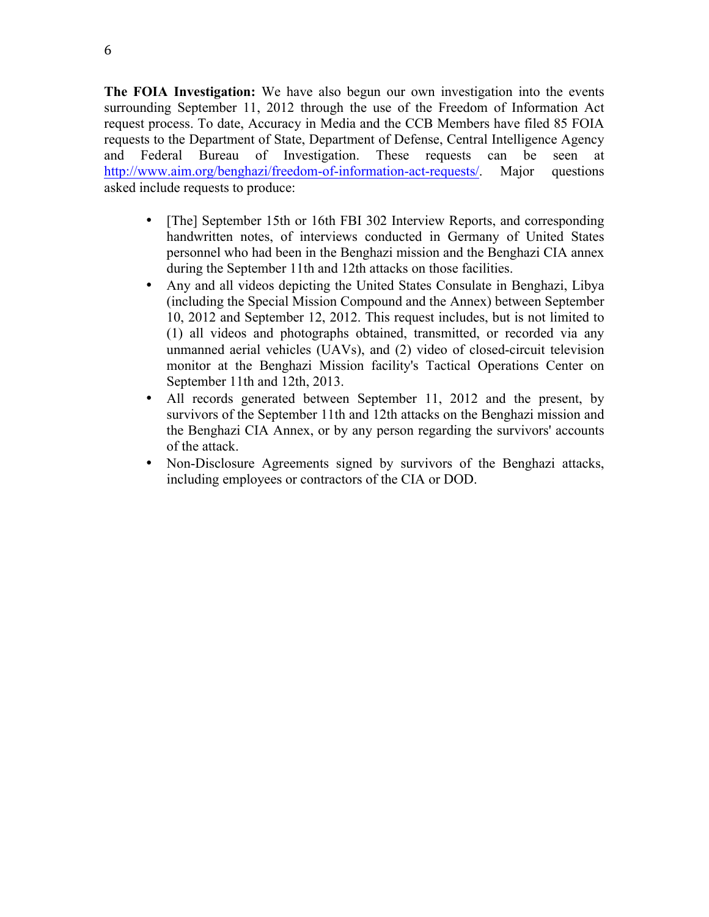**The FOIA Investigation:** We have also begun our own investigation into the events surrounding September 11, 2012 through the use of the Freedom of Information Act request process. To date, Accuracy in Media and the CCB Members have filed 85 FOIA requests to the Department of State, Department of Defense, Central Intelligence Agency and Federal Bureau of Investigation. These requests can be seen at http://www.aim.org/benghazi/freedom-of-information-act-requests/. Major questions asked include requests to produce:

- [The] September 15th or 16th FBI 302 Interview Reports, and corresponding handwritten notes, of interviews conducted in Germany of United States personnel who had been in the Benghazi mission and the Benghazi CIA annex during the September 11th and 12th attacks on those facilities.
- Any and all videos depicting the United States Consulate in Benghazi, Libya (including the Special Mission Compound and the Annex) between September 10, 2012 and September 12, 2012. This request includes, but is not limited to (1) all videos and photographs obtained, transmitted, or recorded via any unmanned aerial vehicles (UAVs), and (2) video of closed-circuit television monitor at the Benghazi Mission facility's Tactical Operations Center on September 11th and 12th, 2013.
- All records generated between September 11, 2012 and the present, by survivors of the September 11th and 12th attacks on the Benghazi mission and the Benghazi CIA Annex, or by any person regarding the survivors' accounts of the attack.
- Non-Disclosure Agreements signed by survivors of the Benghazi attacks, including employees or contractors of the CIA or DOD.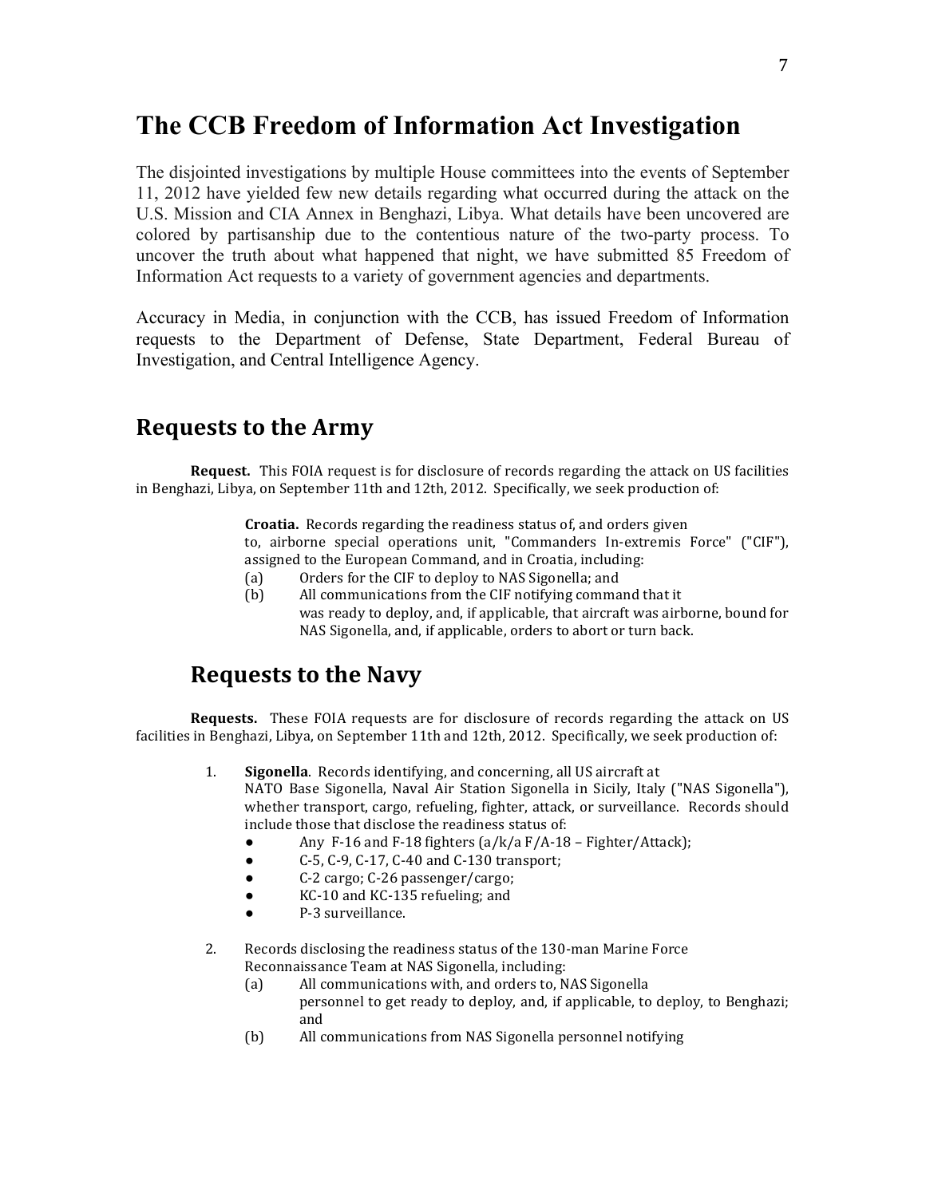# The CCB Freedom of Information Act Investigation

The disjointed investigations by multiple House committees into the events of September 11, 2012 have yielded few new details regarding what occurred during the attack on the U.S. Mission and CIA Annex in Benghazi, Libya. What details have been uncovered are colored by partisanship due to the contentious nature of the two-party process. To uncover the truth about what happened that night, we have submitted 85 Freedom of Information Act requests to a variety of government agencies and departments.

Accuracy in Media, in conjunction with the CCB, has issued Freedom of Information requests to the Department of Defense, State Department, Federal Bureau of Investigation, and Central Intelligence Agency.

## Requests to the Army

**Request.** This FOIA request is for disclosure of records regarding the attack on US facilities in Benghazi, Libya, on September 11th and 12th, 2012. Specifically, we seek production of:

> **Croatia.** Records regarding the readiness status of, and orders given to, airborne special operations unit, "Commanders In-extremis Force" ("CIF"), assigned to the European Command, and in Croatia, including:
>
> (a) Orders for the CIF to deploy to NAS Sigonella; and
>
> (b) All communications from the CIF notifying command that it was ready to deploy, and, if applicable, that aircraft was airborne, bound for NAS Sigonella, and, if applicable, orders to abort or turn back.

## Requests to the Navy

**Requests.** These FOIA requests are for disclosure of records regarding the attack on US facilities in Benghazi, Libya, on September 11th and 12th, 2012. Specifically, we seek production of:

1. **Sigonella**. Records identifying, and concerning, all US aircraft at NATO Base Sigonella, Naval Air Station Sigonella in Sicily, Italy ("NAS Sigonella"), whether transport, cargo, refueling, fighter, attack, or surveillance. Records should include those that disclose the readiness status of:
   - Any F-16 and F-18 fighters (a/k/a F/A-18 – Fighter/Attack);
   - C-5, C-9, C-17, C-40 and C-130 transport;
   - C-2 cargo; C-26 passenger/cargo;
   - KC-10 and KC-135 refueling; and
   - P-3 surveillance.

2. Records disclosing the readiness status of the 130-man Marine Force Reconnaissance Team at NAS Sigonella, including:

   (a) All communications with, and orders to, NAS Sigonella personnel to get ready to deploy, and, if applicable, to deploy, to Benghazi; and

   (b) All communications from NAS Sigonella personnel notifying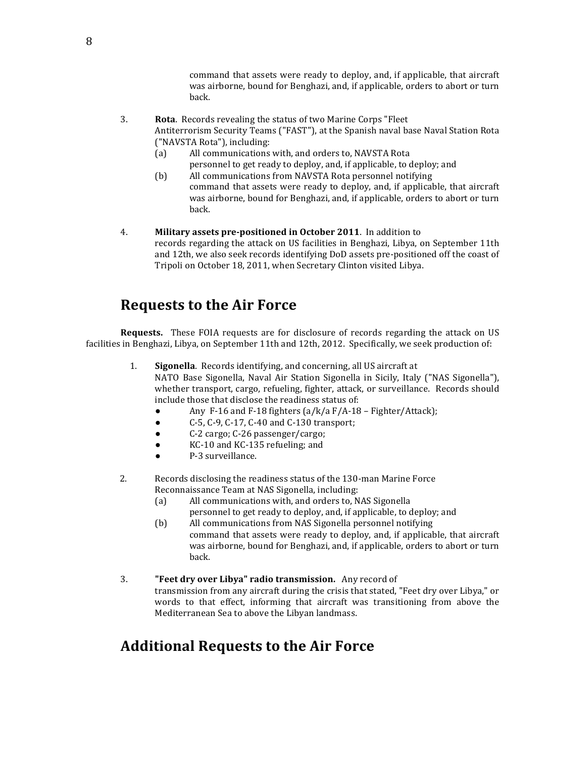command that assets were ready to deploy, and, if applicable, that aircraft was airborne, bound for Benghazi, and, if applicable, orders to abort or turn back.

3. **Rota**. Records revealing the status of two Marine Corps "Fleet Antiterrorism Security Teams ("FAST"), at the Spanish naval base Naval Station Rota ("NAVSTA Rota"), including:
   (a) All communications with, and orders to, NAVSTA Rota personnel to get ready to deploy, and, if applicable, to deploy; and
   (b) All communications from NAVSTA Rota personnel notifying command that assets were ready to deploy, and, if applicable, that aircraft was airborne, bound for Benghazi, and, if applicable, orders to abort or turn back.

4. **Military assets pre-positioned in October 2011**. In addition to records regarding the attack on US facilities in Benghazi, Libya, on September 11th and 12th, we also seek records identifying DoD assets pre-positioned off the coast of Tripoli on October 18, 2011, when Secretary Clinton visited Libya.

## Requests to the Air Force

**Requests.** These FOIA requests are for disclosure of records regarding the attack on US facilities in Benghazi, Libya, on September 11th and 12th, 2012. Specifically, we seek production of:

1. **Sigonella**. Records identifying, and concerning, all US aircraft at NATO Base Sigonella, Naval Air Station Sigonella in Sicily, Italy ("NAS Sigonella"), whether transport, cargo, refueling, fighter, attack, or surveillance. Records should include those that disclose the readiness status of:
   - Any F-16 and F-18 fighters (a/k/a F/A-18 – Fighter/Attack);
   - C-5, C-9, C-17, C-40 and C-130 transport;
   - C-2 cargo; C-26 passenger/cargo;
   - KC-10 and KC-135 refueling; and
   - P-3 surveillance.

2. Records disclosing the readiness status of the 130-man Marine Force Reconnaissance Team at NAS Sigonella, including:
   (a) All communications with, and orders to, NAS Sigonella personnel to get ready to deploy, and, if applicable, to deploy; and
   (b) All communications from NAS Sigonella personnel notifying command that assets were ready to deploy, and, if applicable, that aircraft was airborne, bound for Benghazi, and, if applicable, orders to abort or turn back.

3. **"Feet dry over Libya" radio transmission.** Any record of transmission from any aircraft during the crisis that stated, "Feet dry over Libya," or words to that effect, informing that aircraft was transitioning from above the Mediterranean Sea to above the Libyan landmass.

## Additional Requests to the Air Force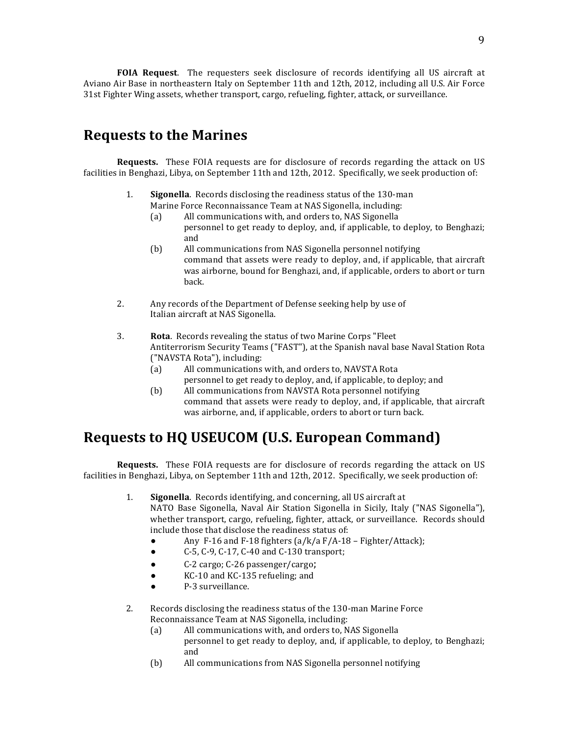**FOIA Request**. The requesters seek disclosure of records identifying all US aircraft at Aviano Air Base in northeastern Italy on September 11th and 12th, 2012, including all U.S. Air Force 31st Fighter Wing assets, whether transport, cargo, refueling, fighter, attack, or surveillance.

## Requests to the Marines

**Requests.** These FOIA requests are for disclosure of records regarding the attack on US facilities in Benghazi, Libya, on September 11th and 12th, 2012. Specifically, we seek production of:

1. **Sigonella**. Records disclosing the readiness status of the 130-man Marine Force Reconnaissance Team at NAS Sigonella, including:
   (a) All communications with, and orders to, NAS Sigonella personnel to get ready to deploy, and, if applicable, to deploy, to Benghazi; and
   (b) All communications from NAS Sigonella personnel notifying command that assets were ready to deploy, and, if applicable, that aircraft was airborne, bound for Benghazi, and, if applicable, orders to abort or turn back.

2. Any records of the Department of Defense seeking help by use of Italian aircraft at NAS Sigonella.

3. **Rota**. Records revealing the status of two Marine Corps "Fleet Antiterrorism Security Teams ("FAST"), at the Spanish naval base Naval Station Rota ("NAVSTA Rota"), including:
   (a) All communications with, and orders to, NAVSTA Rota personnel to get ready to deploy, and, if applicable, to deploy; and
   (b) All communications from NAVSTA Rota personnel notifying command that assets were ready to deploy, and, if applicable, that aircraft was airborne, and, if applicable, orders to abort or turn back.

## Requests to HQ USEUCOM (U.S. European Command)

**Requests.** These FOIA requests are for disclosure of records regarding the attack on US facilities in Benghazi, Libya, on September 11th and 12th, 2012. Specifically, we seek production of:

1. **Sigonella**. Records identifying, and concerning, all US aircraft at NATO Base Sigonella, Naval Air Station Sigonella in Sicily, Italy ("NAS Sigonella"), whether transport, cargo, refueling, fighter, attack, or surveillance. Records should include those that disclose the readiness status of:
   - Any F-16 and F-18 fighters (a/k/a F/A-18 – Fighter/Attack);
   - C-5, C-9, C-17, C-40 and C-130 transport;
   - C-2 cargo; C-26 passenger/cargo;
   - KC-10 and KC-135 refueling; and
   - P-3 surveillance.

2. Records disclosing the readiness status of the 130-man Marine Force Reconnaissance Team at NAS Sigonella, including:
   (a) All communications with, and orders to, NAS Sigonella personnel to get ready to deploy, and, if applicable, to deploy, to Benghazi; and
   (b) All communications from NAS Sigonella personnel notifying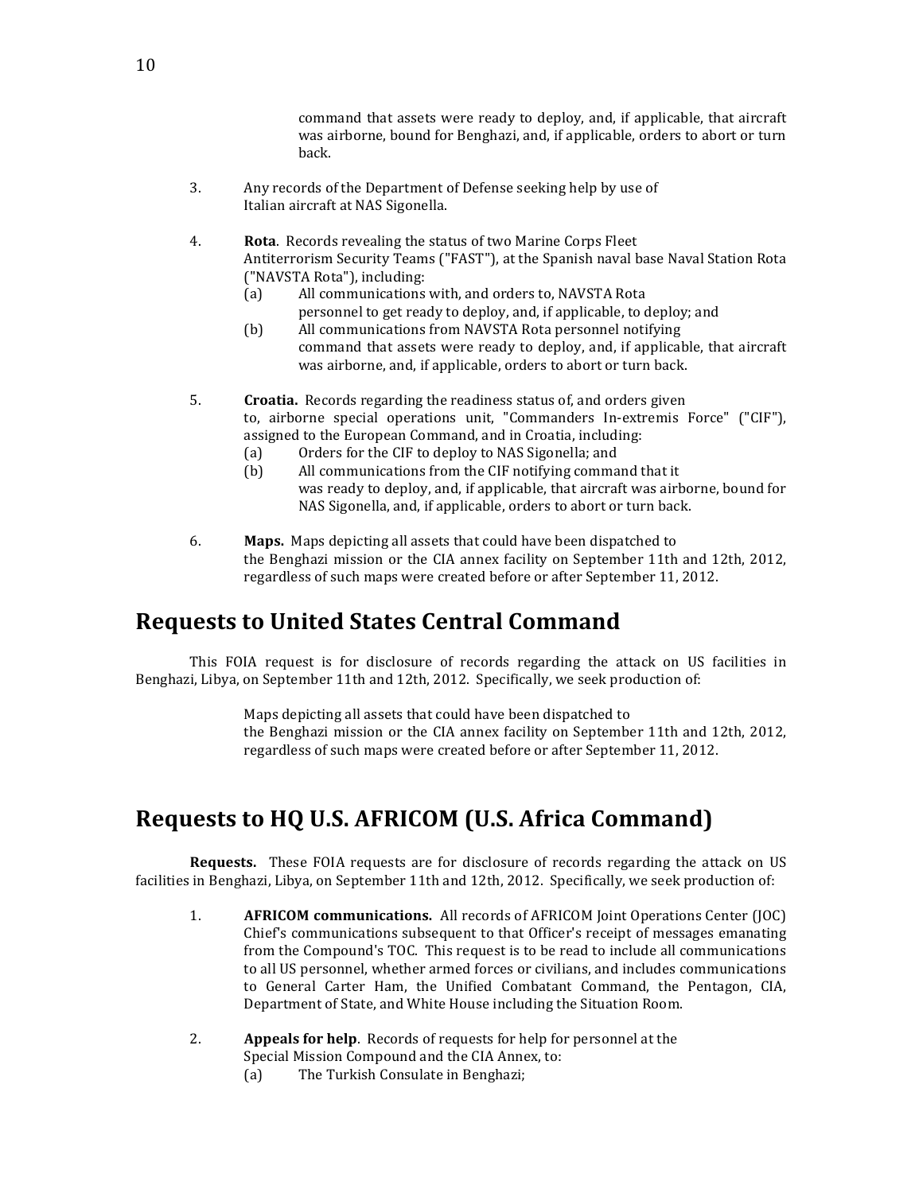command that assets were ready to deploy, and, if applicable, that aircraft was airborne, bound for Benghazi, and, if applicable, orders to abort or turn back.

3. Any records of the Department of Defense seeking help by use of Italian aircraft at NAS Sigonella.

4. **Rota**. Records revealing the status of two Marine Corps Fleet Antiterrorism Security Teams ("FAST"), at the Spanish naval base Naval Station Rota ("NAVSTA Rota"), including:
   (a) All communications with, and orders to, NAVSTA Rota personnel to get ready to deploy, and, if applicable, to deploy; and
   (b) All communications from NAVSTA Rota personnel notifying command that assets were ready to deploy, and, if applicable, that aircraft was airborne, and, if applicable, orders to abort or turn back.

5. **Croatia.** Records regarding the readiness status of, and orders given to, airborne special operations unit, "Commanders In-extremis Force" ("CIF"), assigned to the European Command, and in Croatia, including:
   (a) Orders for the CIF to deploy to NAS Sigonella; and
   (b) All communications from the CIF notifying command that it was ready to deploy, and, if applicable, that aircraft was airborne, bound for NAS Sigonella, and, if applicable, orders to abort or turn back.

6. **Maps.** Maps depicting all assets that could have been dispatched to the Benghazi mission or the CIA annex facility on September 11th and 12th, 2012, regardless of such maps were created before or after September 11, 2012.

## Requests to United States Central Command

This FOIA request is for disclosure of records regarding the attack on US facilities in Benghazi, Libya, on September 11th and 12th, 2012. Specifically, we seek production of:

> Maps depicting all assets that could have been dispatched to the Benghazi mission or the CIA annex facility on September 11th and 12th, 2012, regardless of such maps were created before or after September 11, 2012.

## Requests to HQ U.S. AFRICOM (U.S. Africa Command)

**Requests.** These FOIA requests are for disclosure of records regarding the attack on US facilities in Benghazi, Libya, on September 11th and 12th, 2012. Specifically, we seek production of:

1. **AFRICOM communications.** All records of AFRICOM Joint Operations Center (JOC) Chief's communications subsequent to that Officer's receipt of messages emanating from the Compound's TOC. This request is to be read to include all communications to all US personnel, whether armed forces or civilians, and includes communications to General Carter Ham, the Unified Combatant Command, the Pentagon, CIA, Department of State, and White House including the Situation Room.

2. **Appeals for help**. Records of requests for help for personnel at the Special Mission Compound and the CIA Annex, to:
   (a) The Turkish Consulate in Benghazi;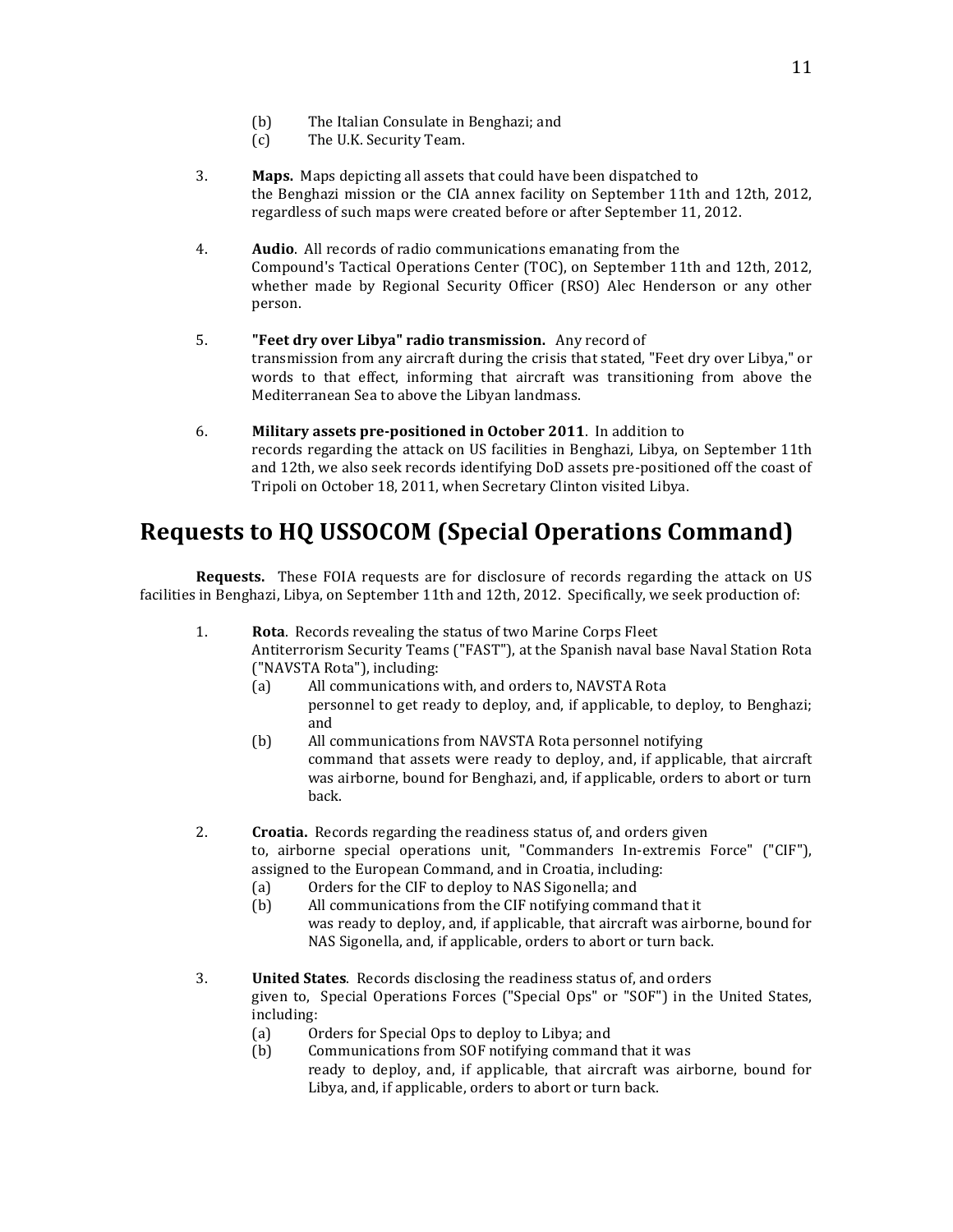(b) The Italian Consulate in Benghazi; and
(c) The U.K. Security Team.

3. **Maps.** Maps depicting all assets that could have been dispatched to the Benghazi mission or the CIA annex facility on September 11th and 12th, 2012, regardless of such maps were created before or after September 11, 2012.

4. **Audio**. All records of radio communications emanating from the Compound's Tactical Operations Center (TOC), on September 11th and 12th, 2012, whether made by Regional Security Officer (RSO) Alec Henderson or any other person.

5. **"Feet dry over Libya" radio transmission.** Any record of transmission from any aircraft during the crisis that stated, "Feet dry over Libya," or words to that effect, informing that aircraft was transitioning from above the Mediterranean Sea to above the Libyan landmass.

6. **Military assets pre-positioned in October 2011**. In addition to records regarding the attack on US facilities in Benghazi, Libya, on September 11th and 12th, we also seek records identifying DoD assets pre-positioned off the coast of Tripoli on October 18, 2011, when Secretary Clinton visited Libya.

## Requests to HQ USSOCOM (Special Operations Command)

**Requests.** These FOIA requests are for disclosure of records regarding the attack on US facilities in Benghazi, Libya, on September 11th and 12th, 2012. Specifically, we seek production of:

1. **Rota**. Records revealing the status of two Marine Corps Fleet Antiterrorism Security Teams ("FAST"), at the Spanish naval base Naval Station Rota ("NAVSTA Rota"), including:
   (a) All communications with, and orders to, NAVSTA Rota personnel to get ready to deploy, and, if applicable, to deploy, to Benghazi; and
   (b) All communications from NAVSTA Rota personnel notifying command that assets were ready to deploy, and, if applicable, that aircraft was airborne, bound for Benghazi, and, if applicable, orders to abort or turn back.

2. **Croatia.** Records regarding the readiness status of, and orders given to, airborne special operations unit, "Commanders In-extremis Force" ("CIF"), assigned to the European Command, and in Croatia, including:
   (a) Orders for the CIF to deploy to NAS Sigonella; and
   (b) All communications from the CIF notifying command that it was ready to deploy, and, if applicable, that aircraft was airborne, bound for NAS Sigonella, and, if applicable, orders to abort or turn back.

3. **United States**. Records disclosing the readiness status of, and orders given to, Special Operations Forces ("Special Ops" or "SOF") in the United States, including:
   (a) Orders for Special Ops to deploy to Libya; and
   (b) Communications from SOF notifying command that it was ready to deploy, and, if applicable, that aircraft was airborne, bound for Libya, and, if applicable, orders to abort or turn back.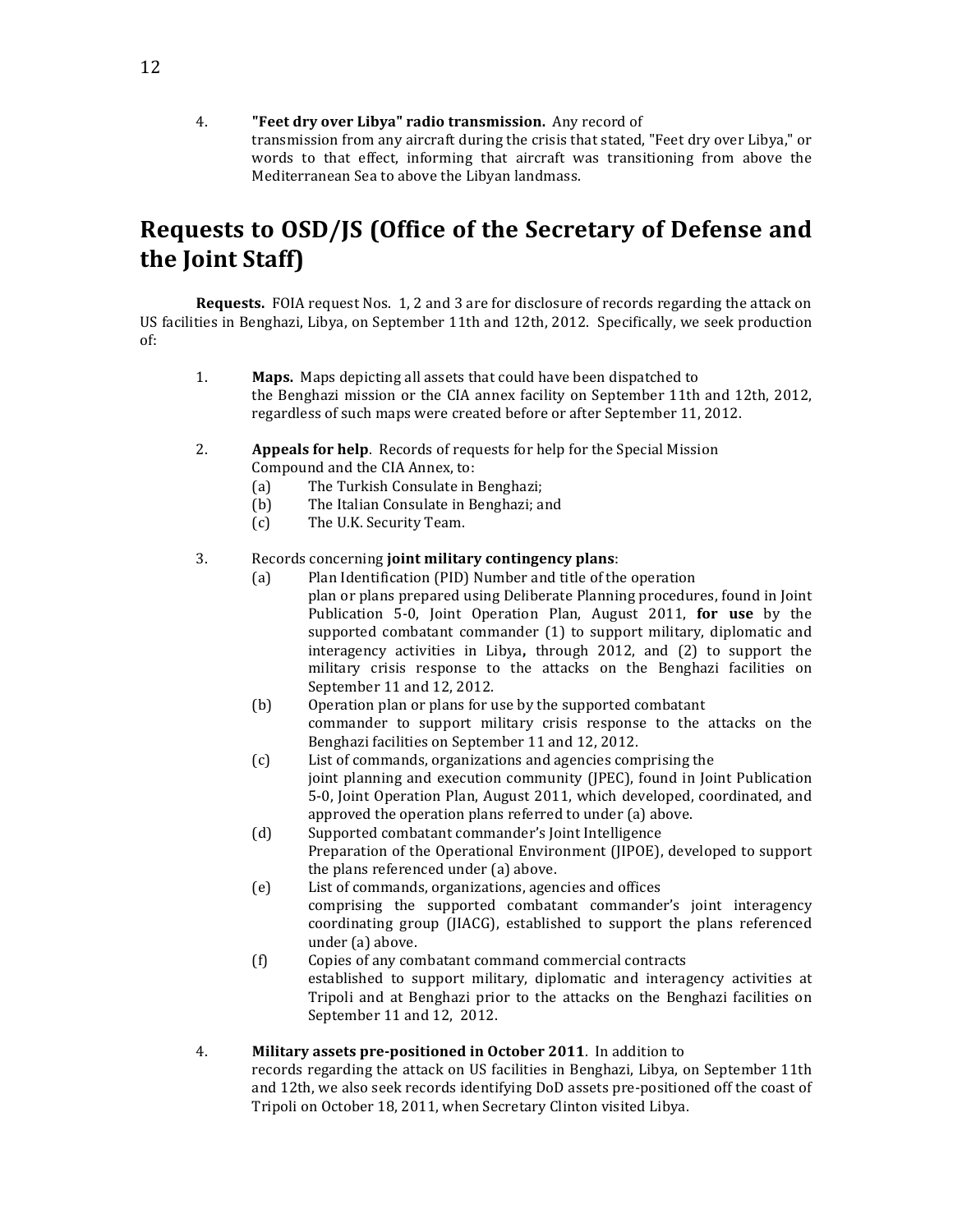4. **"Feet dry over Libya" radio transmission.** Any record of transmission from any aircraft during the crisis that stated, "Feet dry over Libya," or words to that effect, informing that aircraft was transitioning from above the Mediterranean Sea to above the Libyan landmass.

## Requests to OSD/JS (Office of the Secretary of Defense and the Joint Staff)

**Requests.** FOIA request Nos. 1, 2 and 3 are for disclosure of records regarding the attack on US facilities in Benghazi, Libya, on September 11th and 12th, 2012. Specifically, we seek production of:

1. **Maps.** Maps depicting all assets that could have been dispatched to the Benghazi mission or the CIA annex facility on September 11th and 12th, 2012, regardless of such maps were created before or after September 11, 2012.

2. **Appeals for help**. Records of requests for help for the Special Mission Compound and the CIA Annex, to:
   (a) The Turkish Consulate in Benghazi;
   (b) The Italian Consulate in Benghazi; and
   (c) The U.K. Security Team.

3. Records concerning **joint military contingency plans**:
   (a) Plan Identification (PID) Number and title of the operation plan or plans prepared using Deliberate Planning procedures, found in Joint Publication 5-0, Joint Operation Plan, August 2011, **for use** by the supported combatant commander (1) to support military, diplomatic and interagency activities in Libya**,** through 2012, and (2) to support the military crisis response to the attacks on the Benghazi facilities on September 11 and 12, 2012.
   (b) Operation plan or plans for use by the supported combatant commander to support military crisis response to the attacks on the Benghazi facilities on September 11 and 12, 2012.
   (c) List of commands, organizations and agencies comprising the joint planning and execution community (JPEC), found in Joint Publication 5-0, Joint Operation Plan, August 2011, which developed, coordinated, and approved the operation plans referred to under (a) above.
   (d) Supported combatant commander's Joint Intelligence Preparation of the Operational Environment (JIPOE), developed to support the plans referenced under (a) above.
   (e) List of commands, organizations, agencies and offices comprising the supported combatant commander's joint interagency coordinating group (JIACG), established to support the plans referenced under (a) above.
   (f) Copies of any combatant command commercial contracts established to support military, diplomatic and interagency activities at Tripoli and at Benghazi prior to the attacks on the Benghazi facilities on September 11 and 12, 2012.

4. **Military assets pre-positioned in October 2011**. In addition to records regarding the attack on US facilities in Benghazi, Libya, on September 11th and 12th, we also seek records identifying DoD assets pre-positioned off the coast of Tripoli on October 18, 2011, when Secretary Clinton visited Libya.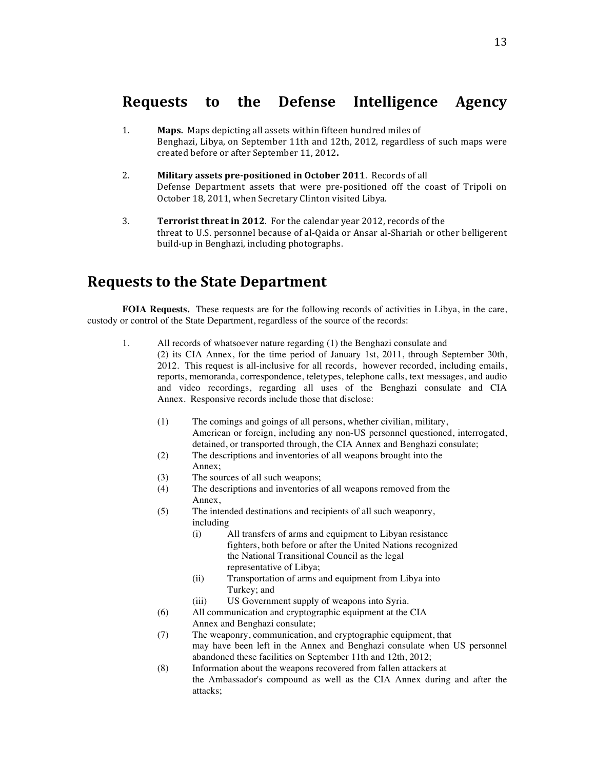## Requests to the Defense Intelligence Agency

1. **Maps.** Maps depicting all assets within fifteen hundred miles of Benghazi, Libya, on September 11th and 12th, 2012, regardless of such maps were created before or after September 11, 2012**.**

2. **Military assets pre-positioned in October 2011**. Records of all Defense Department assets that were pre-positioned off the coast of Tripoli on October 18, 2011, when Secretary Clinton visited Libya.

3. **Terrorist threat in 2012**. For the calendar year 2012, records of the threat to U.S. personnel because of al-Qaida or Ansar al-Shariah or other belligerent build-up in Benghazi, including photographs.

## Requests to the State Department

**FOIA Requests.** These requests are for the following records of activities in Libya, in the care, custody or control of the State Department, regardless of the source of the records:

1. All records of whatsoever nature regarding (1) the Benghazi consulate and (2) its CIA Annex, for the time period of January 1st, 2011, through September 30th, 2012. This request is all-inclusive for all records, however recorded, including emails, reports, memoranda, correspondence, teletypes, telephone calls, text messages, and audio and video recordings, regarding all uses of the Benghazi consulate and CIA Annex. Responsive records include those that disclose:

   (1) The comings and goings of all persons, whether civilian, military, American or foreign, including any non-US personnel questioned, interrogated, detained, or transported through, the CIA Annex and Benghazi consulate;
   (2) The descriptions and inventories of all weapons brought into the Annex;
   (3) The sources of all such weapons;
   (4) The descriptions and inventories of all weapons removed from the Annex,
   (5) The intended destinations and recipients of all such weaponry, including
      (i) All transfers of arms and equipment to Libyan resistance fighters, both before or after the United Nations recognized the National Transitional Council as the legal representative of Libya;
      (ii) Transportation of arms and equipment from Libya into Turkey; and
      (iii) US Government supply of weapons into Syria.
   (6) All communication and cryptographic equipment at the CIA Annex and Benghazi consulate;
   (7) The weaponry, communication, and cryptographic equipment, that may have been left in the Annex and Benghazi consulate when US personnel abandoned these facilities on September 11th and 12th, 2012;
   (8) Information about the weapons recovered from fallen attackers at the Ambassador's compound as well as the CIA Annex during and after the attacks;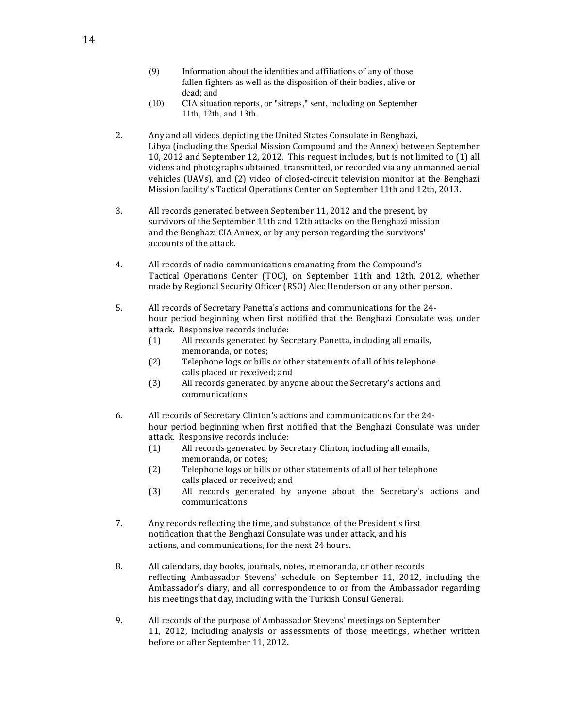(9) Information about the identities and affiliations of any of those fallen fighters as well as the disposition of their bodies, alive or dead; and

(10) CIA situation reports, or "sitreps," sent, including on September 11th, 12th, and 13th.

2. Any and all videos depicting the United States Consulate in Benghazi, Libya (including the Special Mission Compound and the Annex) between September 10, 2012 and September 12, 2012. This request includes, but is not limited to (1) all videos and photographs obtained, transmitted, or recorded via any unmanned aerial vehicles (UAVs), and (2) video of closed-circuit television monitor at the Benghazi Mission facility's Tactical Operations Center on September 11th and 12th, 2013.

3. All records generated between September 11, 2012 and the present, by survivors of the September 11th and 12th attacks on the Benghazi mission and the Benghazi CIA Annex, or by any person regarding the survivors' accounts of the attack.

4. All records of radio communications emanating from the Compound's Tactical Operations Center (TOC), on September 11th and 12th, 2012, whether made by Regional Security Officer (RSO) Alec Henderson or any other person.

5. All records of Secretary Panetta's actions and communications for the 24-hour period beginning when first notified that the Benghazi Consulate was under attack. Responsive records include:
   (1) All records generated by Secretary Panetta, including all emails, memoranda, or notes;
   (2) Telephone logs or bills or other statements of all of his telephone calls placed or received; and
   (3) All records generated by anyone about the Secretary's actions and communications

6. All records of Secretary Clinton's actions and communications for the 24-hour period beginning when first notified that the Benghazi Consulate was under attack. Responsive records include:
   (1) All records generated by Secretary Clinton, including all emails, memoranda, or notes;
   (2) Telephone logs or bills or other statements of all of her telephone calls placed or received; and
   (3) All records generated by anyone about the Secretary's actions and communications.

7. Any records reflecting the time, and substance, of the President's first notification that the Benghazi Consulate was under attack, and his actions, and communications, for the next 24 hours.

8. All calendars, day books, journals, notes, memoranda, or other records reflecting Ambassador Stevens' schedule on September 11, 2012, including the Ambassador's diary, and all correspondence to or from the Ambassador regarding his meetings that day, including with the Turkish Consul General.

9. All records of the purpose of Ambassador Stevens' meetings on September 11, 2012, including analysis or assessments of those meetings, whether written before or after September 11, 2012.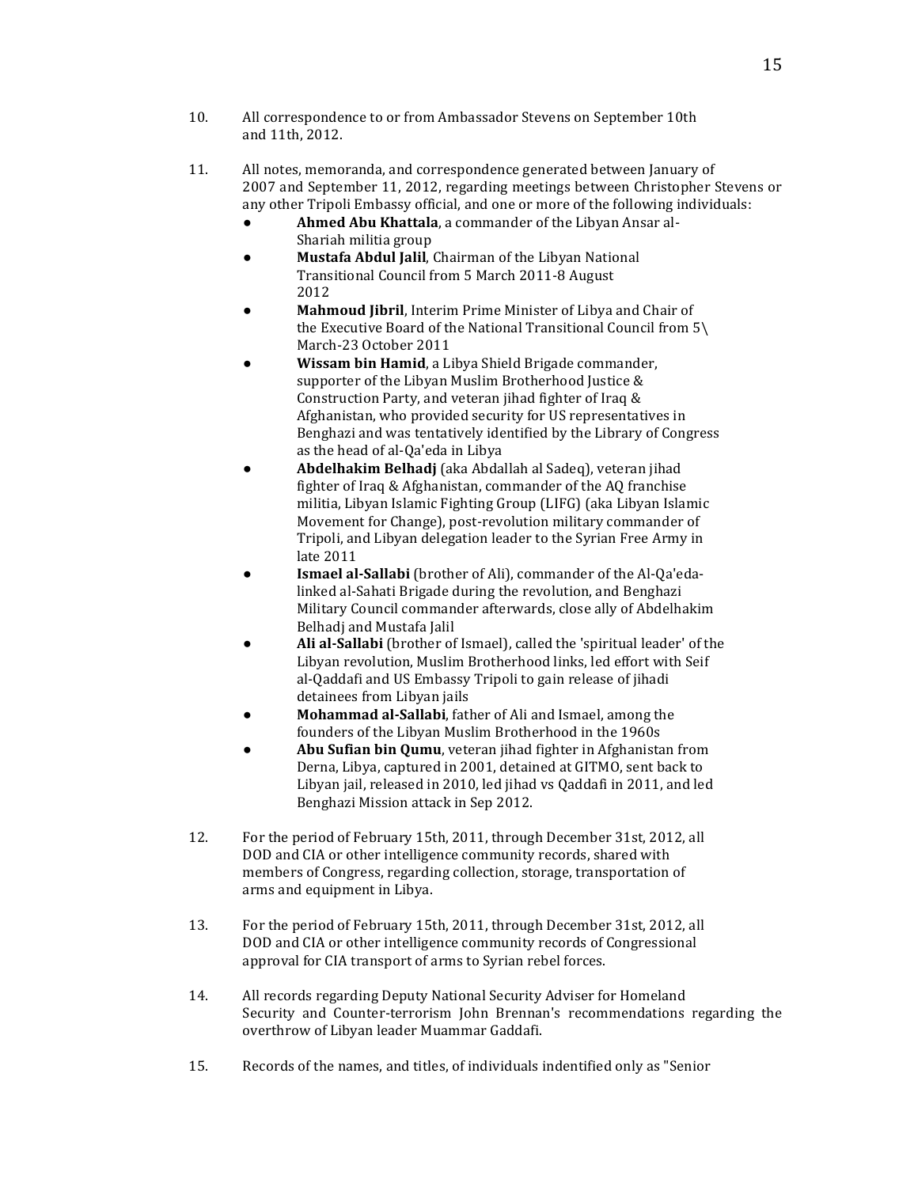10. All correspondence to or from Ambassador Stevens on September 10th and 11th, 2012.

11. All notes, memoranda, and correspondence generated between January of 2007 and September 11, 2012, regarding meetings between Christopher Stevens or any other Tripoli Embassy official, and one or more of the following individuals:
    - **Ahmed Abu Khattala**, a commander of the Libyan Ansar al-Shariah militia group
    - **Mustafa Abdul Jalil**, Chairman of the Libyan National Transitional Council from 5 March 2011-8 August 2012
    - **Mahmoud Jibril**, Interim Prime Minister of Libya and Chair of the Executive Board of the National Transitional Council from 5\ March-23 October 2011
    - **Wissam bin Hamid**, a Libya Shield Brigade commander, supporter of the Libyan Muslim Brotherhood Justice & Construction Party, and veteran jihad fighter of Iraq & Afghanistan, who provided security for US representatives in Benghazi and was tentatively identified by the Library of Congress as the head of al-Qa'eda in Libya
    - **Abdelhakim Belhadj** (aka Abdallah al Sadeq), veteran jihad fighter of Iraq & Afghanistan, commander of the AQ franchise militia, Libyan Islamic Fighting Group (LIFG) (aka Libyan Islamic Movement for Change), post-revolution military commander of Tripoli, and Libyan delegation leader to the Syrian Free Army in late 2011
    - **Ismael al-Sallabi** (brother of Ali), commander of the Al-Qa'eda-linked al-Sahati Brigade during the revolution, and Benghazi Military Council commander afterwards, close ally of Abdelhakim Belhadj and Mustafa Jalil
    - **Ali al-Sallabi** (brother of Ismael), called the 'spiritual leader' of the Libyan revolution, Muslim Brotherhood links, led effort with Seif al-Qaddafi and US Embassy Tripoli to gain release of jihadi detainees from Libyan jails
    - **Mohammad al-Sallabi**, father of Ali and Ismael, among the founders of the Libyan Muslim Brotherhood in the 1960s
    - **Abu Sufian bin Qumu**, veteran jihad fighter in Afghanistan from Derna, Libya, captured in 2001, detained at GITMO, sent back to Libyan jail, released in 2010, led jihad vs Qaddafi in 2011, and led Benghazi Mission attack in Sep 2012.

12. For the period of February 15th, 2011, through December 31st, 2012, all DOD and CIA or other intelligence community records, shared with members of Congress, regarding collection, storage, transportation of arms and equipment in Libya.

13. For the period of February 15th, 2011, through December 31st, 2012, all DOD and CIA or other intelligence community records of Congressional approval for CIA transport of arms to Syrian rebel forces.

14. All records regarding Deputy National Security Adviser for Homeland Security and Counter-terrorism John Brennan's recommendations regarding the overthrow of Libyan leader Muammar Gaddafi.

15. Records of the names, and titles, of individuals indentified only as "Senior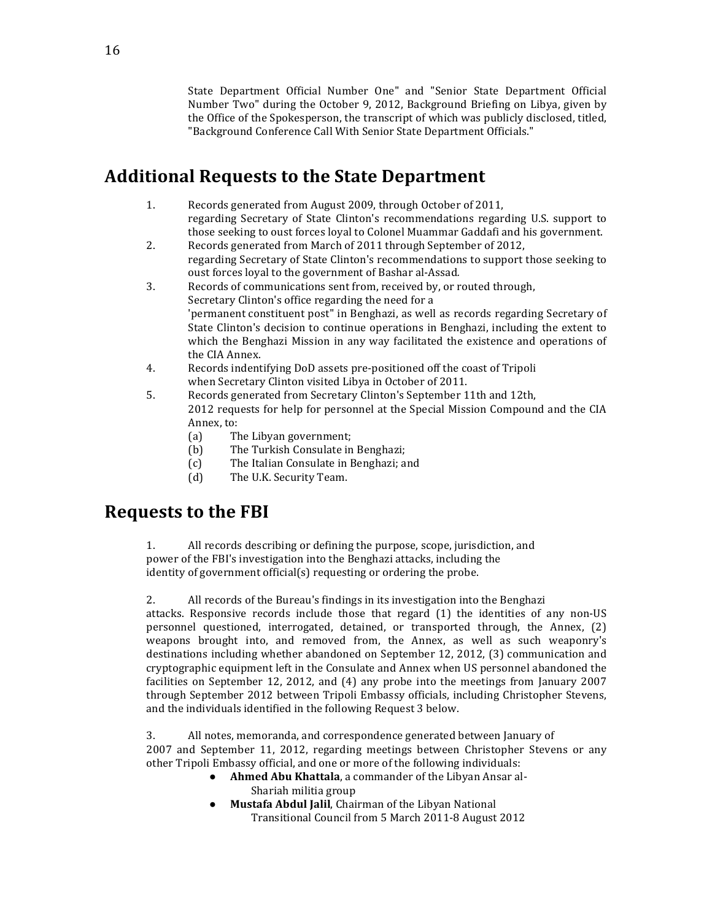State Department Official Number One" and "Senior State Department Official Number Two" during the October 9, 2012, Background Briefing on Libya, given by the Office of the Spokesperson, the transcript of which was publicly disclosed, titled, "Background Conference Call With Senior State Department Officials."

## Additional Requests to the State Department

1. Records generated from August 2009, through October of 2011, regarding Secretary of State Clinton's recommendations regarding U.S. support to those seeking to oust forces loyal to Colonel Muammar Gaddafi and his government.
2. Records generated from March of 2011 through September of 2012, regarding Secretary of State Clinton's recommendations to support those seeking to oust forces loyal to the government of Bashar al-Assad.
3. Records of communications sent from, received by, or routed through, Secretary Clinton's office regarding the need for a 'permanent constituent post" in Benghazi, as well as records regarding Secretary of State Clinton's decision to continue operations in Benghazi, including the extent to which the Benghazi Mission in any way facilitated the existence and operations of the CIA Annex.
4. Records indentifying DoD assets pre-positioned off the coast of Tripoli when Secretary Clinton visited Libya in October of 2011.
5. Records generated from Secretary Clinton's September 11th and 12th, 2012 requests for help for personnel at the Special Mission Compound and the CIA Annex, to:
   (a) The Libyan government;
   (b) The Turkish Consulate in Benghazi;
   (c) The Italian Consulate in Benghazi; and
   (d) The U.K. Security Team.

## Requests to the FBI

1. All records describing or defining the purpose, scope, jurisdiction, and power of the FBI's investigation into the Benghazi attacks, including the identity of government official(s) requesting or ordering the probe.

2. All records of the Bureau's findings in its investigation into the Benghazi attacks. Responsive records include those that regard (1) the identities of any non-US personnel questioned, interrogated, detained, or transported through, the Annex, (2) weapons brought into, and removed from, the Annex, as well as such weaponry's destinations including whether abandoned on September 12, 2012, (3) communication and cryptographic equipment left in the Consulate and Annex when US personnel abandoned the facilities on September 12, 2012, and (4) any probe into the meetings from January 2007 through September 2012 between Tripoli Embassy officials, including Christopher Stevens, and the individuals identified in the following Request 3 below.

3. All notes, memoranda, and correspondence generated between January of 2007 and September 11, 2012, regarding meetings between Christopher Stevens or any other Tripoli Embassy official, and one or more of the following individuals:
   - **Ahmed Abu Khattala**, a commander of the Libyan Ansar al-Shariah militia group
   - **Mustafa Abdul Jalil**, Chairman of the Libyan National Transitional Council from 5 March 2011-8 August 2012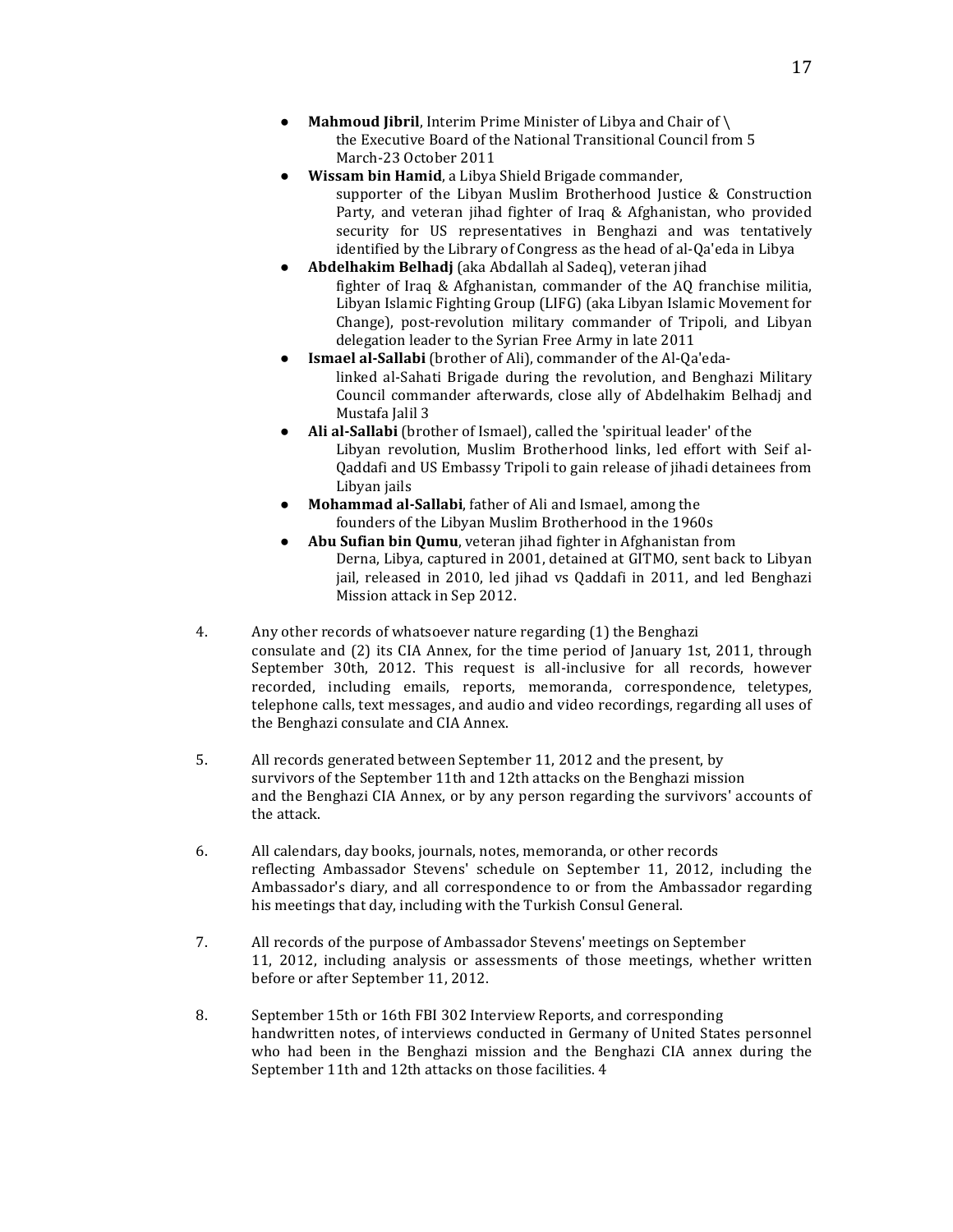- **Mahmoud Jibril**, Interim Prime Minister of Libya and Chair of \ the Executive Board of the National Transitional Council from 5 March-23 October 2011
- **Wissam bin Hamid**, a Libya Shield Brigade commander, supporter of the Libyan Muslim Brotherhood Justice & Construction Party, and veteran jihad fighter of Iraq & Afghanistan, who provided security for US representatives in Benghazi and was tentatively identified by the Library of Congress as the head of al-Qa'eda in Libya
- **Abdelhakim Belhadj** (aka Abdallah al Sadeq), veteran jihad fighter of Iraq & Afghanistan, commander of the AQ franchise militia, Libyan Islamic Fighting Group (LIFG) (aka Libyan Islamic Movement for Change), post-revolution military commander of Tripoli, and Libyan delegation leader to the Syrian Free Army in late 2011
- **Ismael al-Sallabi** (brother of Ali), commander of the Al-Qa'eda-linked al-Sahati Brigade during the revolution, and Benghazi Military Council commander afterwards, close ally of Abdelhakim Belhadj and Mustafa Jalil 3
- **Ali al-Sallabi** (brother of Ismael), called the 'spiritual leader' of the Libyan revolution, Muslim Brotherhood links, led effort with Seif al-Qaddafi and US Embassy Tripoli to gain release of jihadi detainees from Libyan jails
- **Mohammad al-Sallabi**, father of Ali and Ismael, among the founders of the Libyan Muslim Brotherhood in the 1960s
- **Abu Sufian bin Qumu**, veteran jihad fighter in Afghanistan from Derna, Libya, captured in 2001, detained at GITMO, sent back to Libyan jail, released in 2010, led jihad vs Qaddafi in 2011, and led Benghazi Mission attack in Sep 2012.

4. Any other records of whatsoever nature regarding (1) the Benghazi consulate and (2) its CIA Annex, for the time period of January 1st, 2011, through September 30th, 2012. This request is all-inclusive for all records, however recorded, including emails, reports, memoranda, correspondence, teletypes, telephone calls, text messages, and audio and video recordings, regarding all uses of the Benghazi consulate and CIA Annex.

5. All records generated between September 11, 2012 and the present, by survivors of the September 11th and 12th attacks on the Benghazi mission and the Benghazi CIA Annex, or by any person regarding the survivors' accounts of the attack.

6. All calendars, day books, journals, notes, memoranda, or other records reflecting Ambassador Stevens' schedule on September 11, 2012, including the Ambassador's diary, and all correspondence to or from the Ambassador regarding his meetings that day, including with the Turkish Consul General.

7. All records of the purpose of Ambassador Stevens' meetings on September 11, 2012, including analysis or assessments of those meetings, whether written before or after September 11, 2012.

8. September 15th or 16th FBI 302 Interview Reports, and corresponding handwritten notes, of interviews conducted in Germany of United States personnel who had been in the Benghazi mission and the Benghazi CIA annex during the September 11th and 12th attacks on those facilities. 4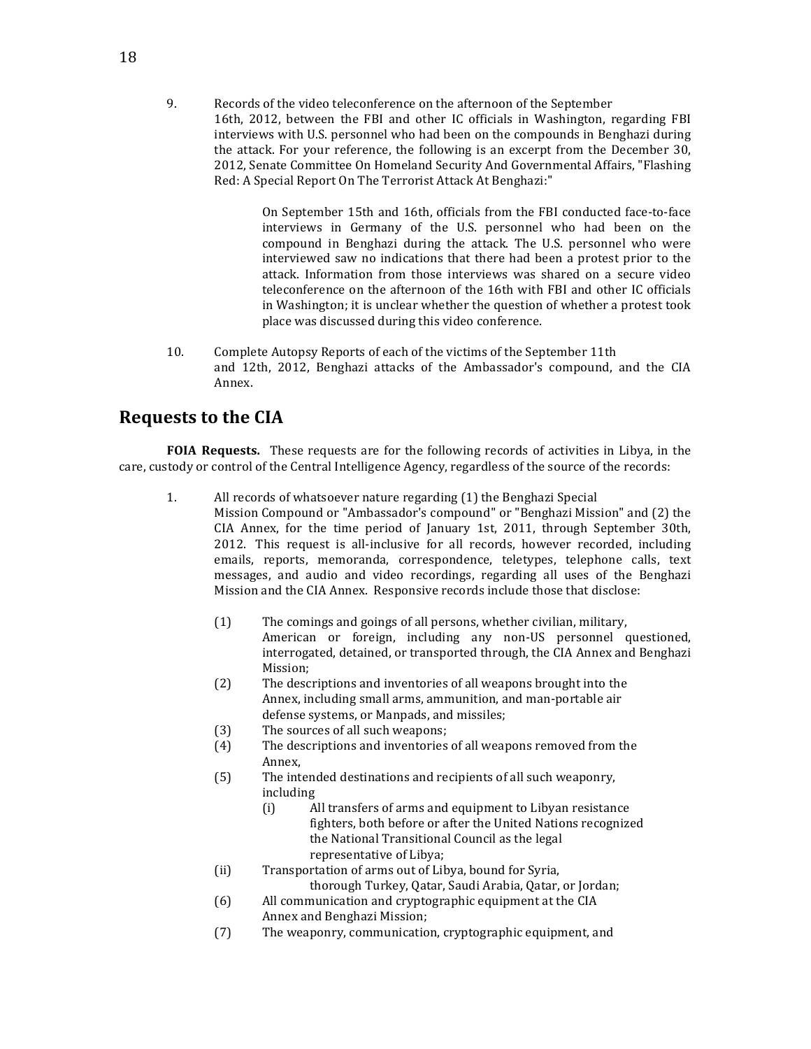9. Records of the video teleconference on the afternoon of the September 16th, 2012, between the FBI and other IC officials in Washington, regarding FBI interviews with U.S. personnel who had been on the compounds in Benghazi during the attack. For your reference, the following is an excerpt from the December 30, 2012, Senate Committee On Homeland Security And Governmental Affairs, "Flashing Red: A Special Report On The Terrorist Attack At Benghazi:"

   > On September 15th and 16th, officials from the FBI conducted face-to-face interviews in Germany of the U.S. personnel who had been on the compound in Benghazi during the attack. The U.S. personnel who were interviewed saw no indications that there had been a protest prior to the attack. Information from those interviews was shared on a secure video teleconference on the afternoon of the 16th with FBI and other IC officials in Washington; it is unclear whether the question of whether a protest took place was discussed during this video conference.

10. Complete Autopsy Reports of each of the victims of the September 11th and 12th, 2012, Benghazi attacks of the Ambassador's compound, and the CIA Annex.

## Requests to the CIA

**FOIA Requests.** These requests are for the following records of activities in Libya, in the care, custody or control of the Central Intelligence Agency, regardless of the source of the records:

1. All records of whatsoever nature regarding (1) the Benghazi Special Mission Compound or "Ambassador's compound" or "Benghazi Mission" and (2) the CIA Annex, for the time period of January 1st, 2011, through September 30th, 2012. This request is all-inclusive for all records, however recorded, including emails, reports, memoranda, correspondence, teletypes, telephone calls, text messages, and audio and video recordings, regarding all uses of the Benghazi Mission and the CIA Annex. Responsive records include those that disclose:

   (1) The comings and goings of all persons, whether civilian, military, American or foreign, including any non-US personnel questioned, interrogated, detained, or transported through, the CIA Annex and Benghazi Mission;

   (2) The descriptions and inventories of all weapons brought into the Annex, including small arms, ammunition, and man-portable air defense systems, or Manpads, and missiles;

   (3) The sources of all such weapons;

   (4) The descriptions and inventories of all weapons removed from the Annex,

   (5) The intended destinations and recipients of all such weaponry, including

      (i) All transfers of arms and equipment to Libyan resistance fighters, both before or after the United Nations recognized the National Transitional Council as the legal representative of Libya;

   (ii) Transportation of arms out of Libya, bound for Syria, thorough Turkey, Qatar, Saudi Arabia, Qatar, or Jordan;

   (6) All communication and cryptographic equipment at the CIA Annex and Benghazi Mission;

   (7) The weaponry, communication, cryptographic equipment, and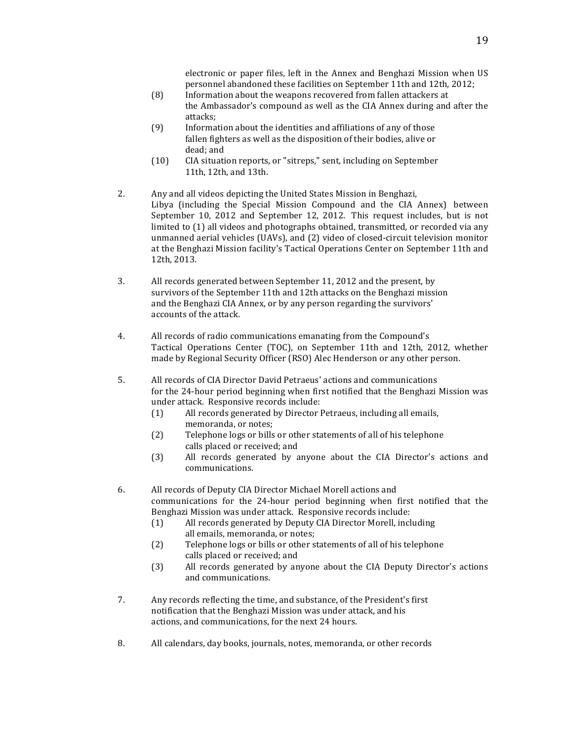electronic or paper files, left in the Annex and Benghazi Mission when US personnel abandoned these facilities on September 11th and 12th, 2012;

(8) Information about the weapons recovered from fallen attackers at the Ambassador's compound as well as the CIA Annex during and after the attacks;

(9) Information about the identities and affiliations of any of those fallen fighters as well as the disposition of their bodies, alive or dead; and

(10) CIA situation reports, or "sitreps," sent, including on September 11th, 12th, and 13th.

2. Any and all videos depicting the United States Mission in Benghazi, Libya (including the Special Mission Compound and the CIA Annex) between September 10, 2012 and September 12, 2012. This request includes, but is not limited to (1) all videos and photographs obtained, transmitted, or recorded via any unmanned aerial vehicles (UAVs), and (2) video of closed-circuit television monitor at the Benghazi Mission facility's Tactical Operations Center on September 11th and 12th, 2013.

3. All records generated between September 11, 2012 and the present, by survivors of the September 11th and 12th attacks on the Benghazi mission and the Benghazi CIA Annex, or by any person regarding the survivors' accounts of the attack.

4. All records of radio communications emanating from the Compound's Tactical Operations Center (TOC), on September 11th and 12th, 2012, whether made by Regional Security Officer (RSO) Alec Henderson or any other person.

5. All records of CIA Director David Petraeus' actions and communications for the 24-hour period beginning when first notified that the Benghazi Mission was under attack. Responsive records include:

   (1) All records generated by Director Petraeus, including all emails, memoranda, or notes;

   (2) Telephone logs or bills or other statements of all of his telephone calls placed or received; and

   (3) All records generated by anyone about the CIA Director's actions and communications.

6. All records of Deputy CIA Director Michael Morell actions and communications for the 24-hour period beginning when first notified that the Benghazi Mission was under attack. Responsive records include:

   (1) All records generated by Deputy CIA Director Morell, including all emails, memoranda, or notes;

   (2) Telephone logs or bills or other statements of all of his telephone calls placed or received; and

   (3) All records generated by anyone about the CIA Deputy Director's actions and communications.

7. Any records reflecting the time, and substance, of the President's first notification that the Benghazi Mission was under attack, and his actions, and communications, for the next 24 hours.

8. All calendars, day books, journals, notes, memoranda, or other records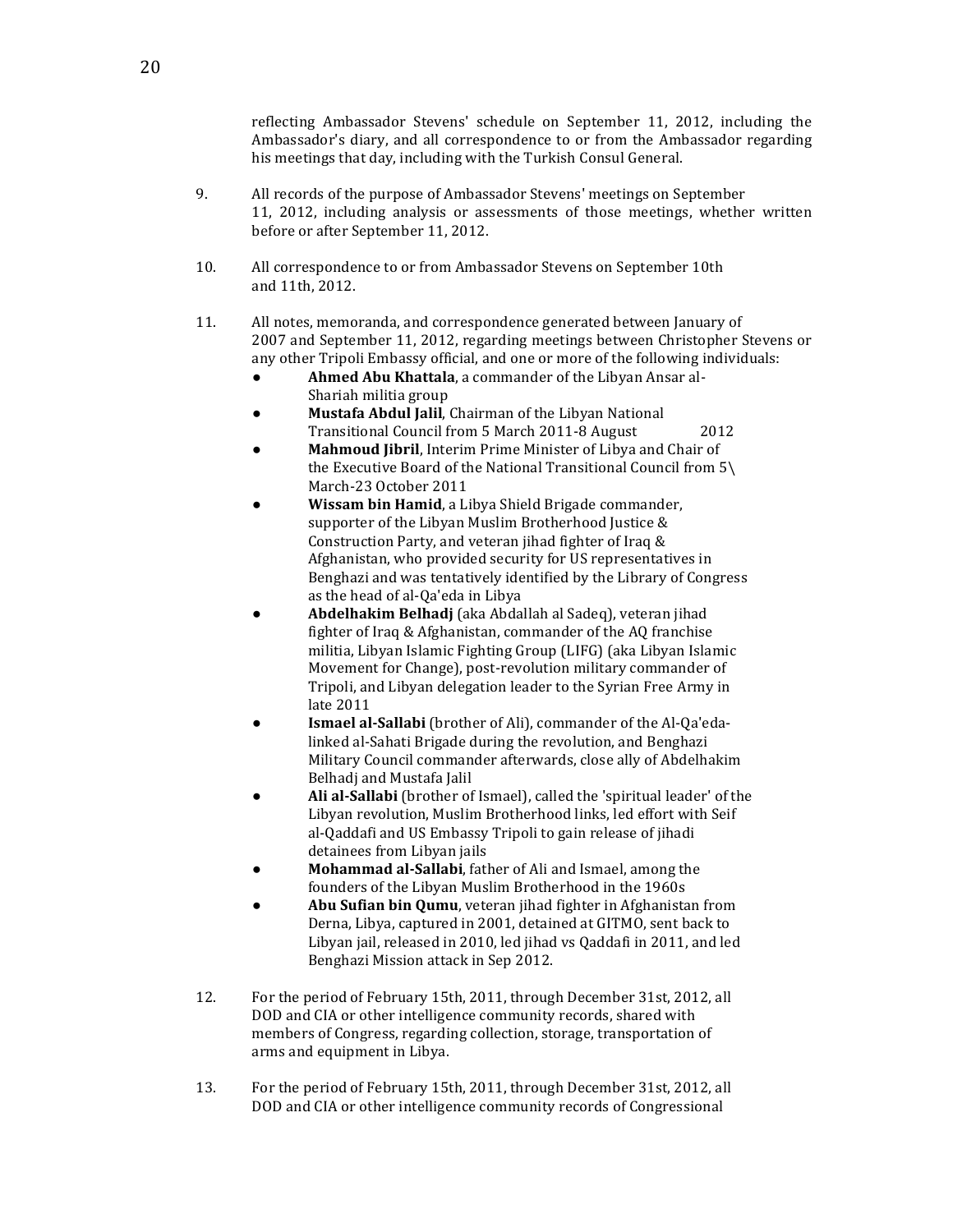reflecting Ambassador Stevens' schedule on September 11, 2012, including the Ambassador's diary, and all correspondence to or from the Ambassador regarding his meetings that day, including with the Turkish Consul General.

9. All records of the purpose of Ambassador Stevens' meetings on September 11, 2012, including analysis or assessments of those meetings, whether written before or after September 11, 2012.

10. All correspondence to or from Ambassador Stevens on September 10th and 11th, 2012.

11. All notes, memoranda, and correspondence generated between January of 2007 and September 11, 2012, regarding meetings between Christopher Stevens or any other Tripoli Embassy official, and one or more of the following individuals:
    - **Ahmed Abu Khattala**, a commander of the Libyan Ansar al-Shariah militia group
    - **Mustafa Abdul Jalil**, Chairman of the Libyan National Transitional Council from 5 March 2011-8 August 2012
    - **Mahmoud Jibril**, Interim Prime Minister of Libya and Chair of the Executive Board of the National Transitional Council from 5\ March-23 October 2011
    - **Wissam bin Hamid**, a Libya Shield Brigade commander, supporter of the Libyan Muslim Brotherhood Justice & Construction Party, and veteran jihad fighter of Iraq & Afghanistan, who provided security for US representatives in Benghazi and was tentatively identified by the Library of Congress as the head of al-Qa'eda in Libya
    - **Abdelhakim Belhadj** (aka Abdallah al Sadeq), veteran jihad fighter of Iraq & Afghanistan, commander of the AQ franchise militia, Libyan Islamic Fighting Group (LIFG) (aka Libyan Islamic Movement for Change), post-revolution military commander of Tripoli, and Libyan delegation leader to the Syrian Free Army in late 2011
    - **Ismael al-Sallabi** (brother of Ali), commander of the Al-Qa'eda-linked al-Sahati Brigade during the revolution, and Benghazi Military Council commander afterwards, close ally of Abdelhakim Belhadj and Mustafa Jalil
    - **Ali al-Sallabi** (brother of Ismael), called the 'spiritual leader' of the Libyan revolution, Muslim Brotherhood links, led effort with Seif al-Qaddafi and US Embassy Tripoli to gain release of jihadi detainees from Libyan jails
    - **Mohammad al-Sallabi**, father of Ali and Ismael, among the founders of the Libyan Muslim Brotherhood in the 1960s
    - **Abu Sufian bin Qumu**, veteran jihad fighter in Afghanistan from Derna, Libya, captured in 2001, detained at GITMO, sent back to Libyan jail, released in 2010, led jihad vs Qaddafi in 2011, and led Benghazi Mission attack in Sep 2012.

12. For the period of February 15th, 2011, through December 31st, 2012, all DOD and CIA or other intelligence community records, shared with members of Congress, regarding collection, storage, transportation of arms and equipment in Libya.

13. For the period of February 15th, 2011, through December 31st, 2012, all DOD and CIA or other intelligence community records of Congressional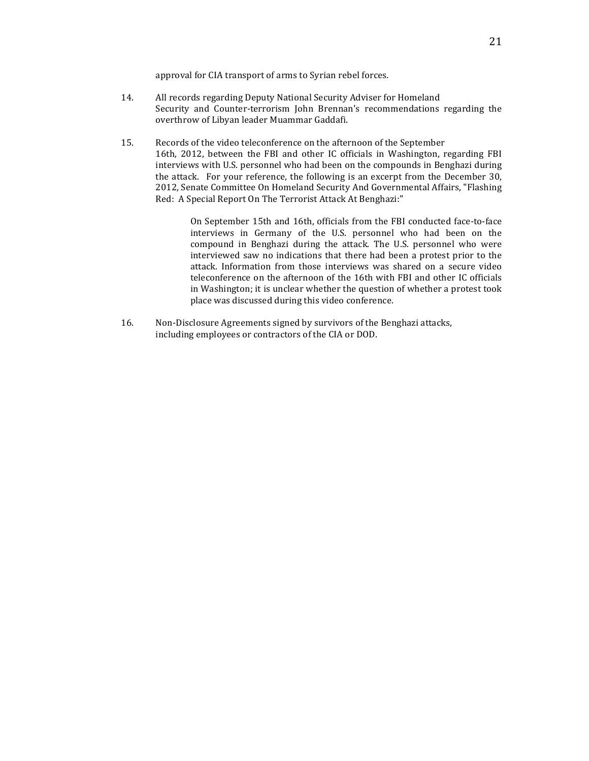approval for CIA transport of arms to Syrian rebel forces.

14. All records regarding Deputy National Security Adviser for Homeland Security and Counter-terrorism John Brennan's recommendations regarding the overthrow of Libyan leader Muammar Gaddafi.

15. Records of the video teleconference on the afternoon of the September 16th, 2012, between the FBI and other IC officials in Washington, regarding FBI interviews with U.S. personnel who had been on the compounds in Benghazi during the attack. For your reference, the following is an excerpt from the December 30, 2012, Senate Committee On Homeland Security And Governmental Affairs, "Flashing Red: A Special Report On The Terrorist Attack At Benghazi:"

    > On September 15th and 16th, officials from the FBI conducted face-to-face interviews in Germany of the U.S. personnel who had been on the compound in Benghazi during the attack. The U.S. personnel who were interviewed saw no indications that there had been a protest prior to the attack. Information from those interviews was shared on a secure video teleconference on the afternoon of the 16th with FBI and other IC officials in Washington; it is unclear whether the question of whether a protest took place was discussed during this video conference.

16. Non-Disclosure Agreements signed by survivors of the Benghazi attacks, including employees or contractors of the CIA or DOD.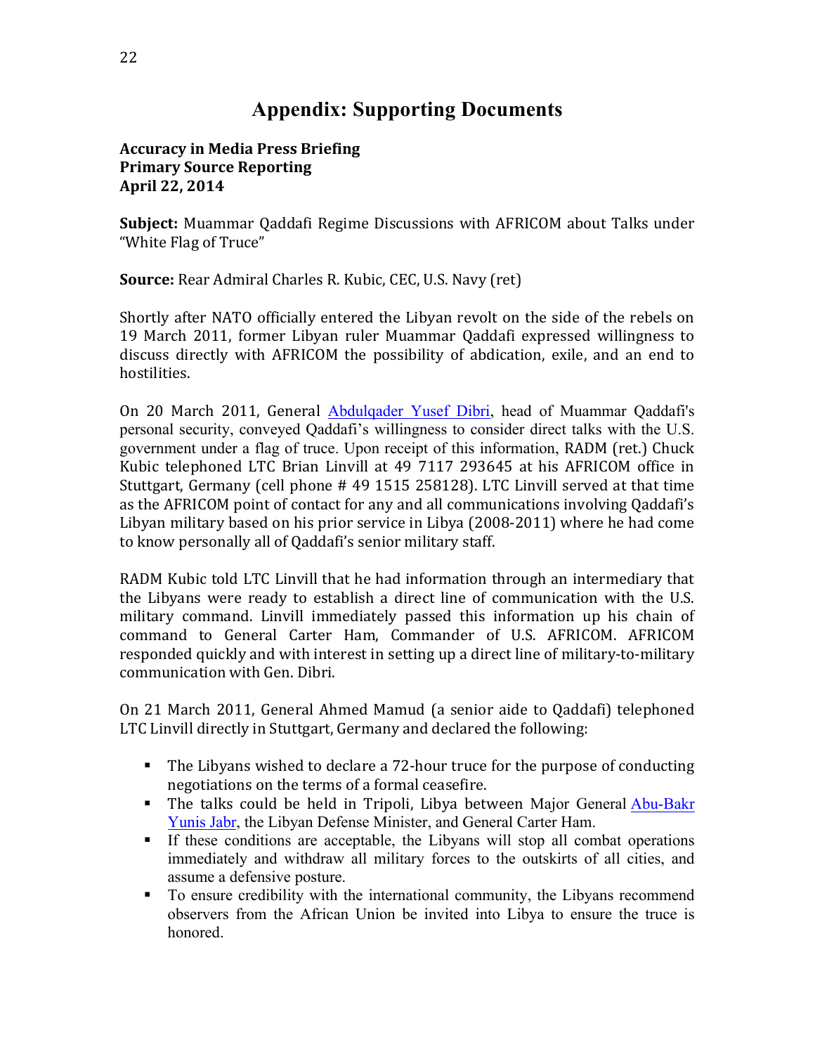# Appendix: Supporting Documents

**Accuracy in Media Press Briefing**
**Primary Source Reporting**
**April 22, 2014**

**Subject:** Muammar Qaddafi Regime Discussions with AFRICOM about Talks under "White Flag of Truce"

**Source:** Rear Admiral Charles R. Kubic, CEC, U.S. Navy (ret)

Shortly after NATO officially entered the Libyan revolt on the side of the rebels on 19 March 2011, former Libyan ruler Muammar Qaddafi expressed willingness to discuss directly with AFRICOM the possibility of abdication, exile, and an end to hostilities.

On 20 March 2011, General Abdulqader Yusef Dibri, head of Muammar Qaddafi's personal security, conveyed Qaddafi's willingness to consider direct talks with the U.S. government under a flag of truce. Upon receipt of this information, RADM (ret.) Chuck Kubic telephoned LTC Brian Linvill at 49 7117 293645 at his AFRICOM office in Stuttgart, Germany (cell phone # 49 1515 258128). LTC Linvill served at that time as the AFRICOM point of contact for any and all communications involving Qaddafi's Libyan military based on his prior service in Libya (2008-2011) where he had come to know personally all of Qaddafi's senior military staff.

RADM Kubic told LTC Linvill that he had information through an intermediary that the Libyans were ready to establish a direct line of communication with the U.S. military command. Linvill immediately passed this information up his chain of command to General Carter Ham, Commander of U.S. AFRICOM. AFRICOM responded quickly and with interest in setting up a direct line of military-to-military communication with Gen. Dibri.

On 21 March 2011, General Ahmed Mamud (a senior aide to Qaddafi) telephoned LTC Linvill directly in Stuttgart, Germany and declared the following:

- The Libyans wished to declare a 72-hour truce for the purpose of conducting negotiations on the terms of a formal ceasefire.
- The talks could be held in Tripoli, Libya between Major General Abu-Bakr Yunis Jabr, the Libyan Defense Minister, and General Carter Ham.
- If these conditions are acceptable, the Libyans will stop all combat operations immediately and withdraw all military forces to the outskirts of all cities, and assume a defensive posture.
- To ensure credibility with the international community, the Libyans recommend observers from the African Union be invited into Libya to ensure the truce is honored.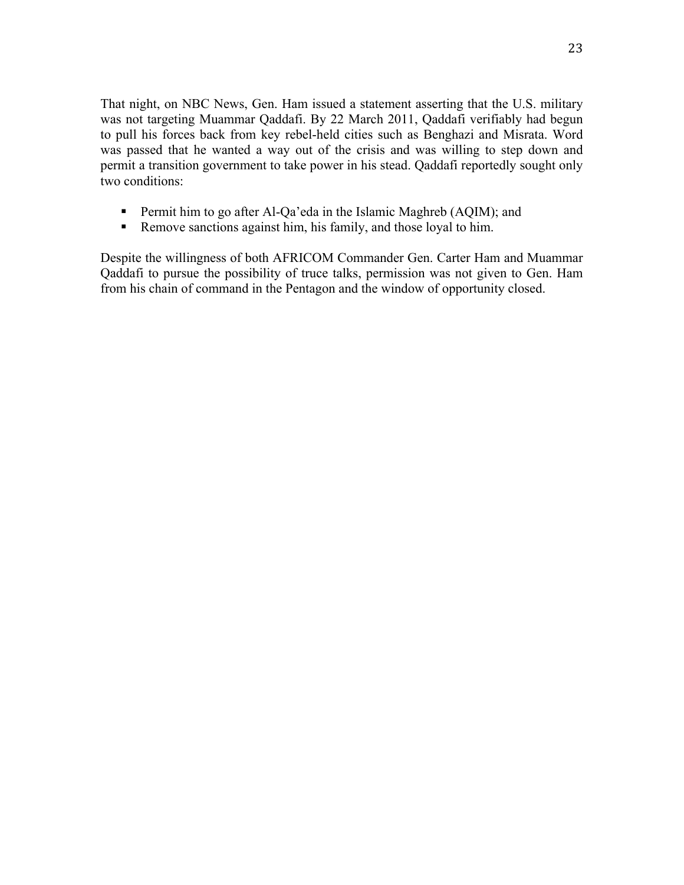That night, on NBC News, Gen. Ham issued a statement asserting that the U.S. military was not targeting Muammar Qaddafi. By 22 March 2011, Qaddafi verifiably had begun to pull his forces back from key rebel-held cities such as Benghazi and Misrata. Word was passed that he wanted a way out of the crisis and was willing to step down and permit a transition government to take power in his stead. Qaddafi reportedly sought only two conditions:

- Permit him to go after Al-Qa'eda in the Islamic Maghreb (AQIM); and
- Remove sanctions against him, his family, and those loyal to him.

Despite the willingness of both AFRICOM Commander Gen. Carter Ham and Muammar Qaddafi to pursue the possibility of truce talks, permission was not given to Gen. Ham from his chain of command in the Pentagon and the window of opportunity closed.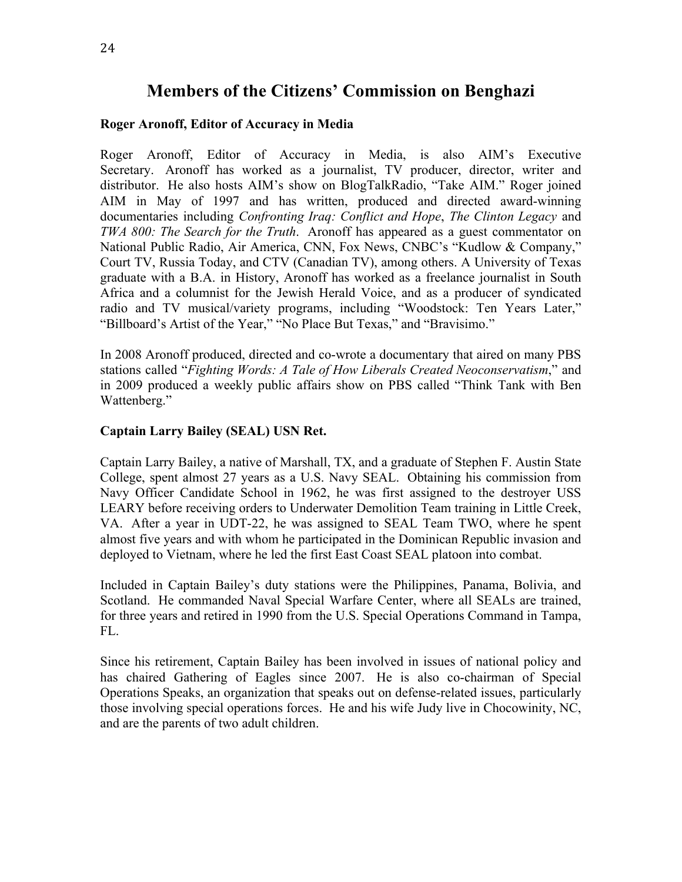# Members of the Citizens' Commission on Benghazi

**Roger Aronoff, Editor of Accuracy in Media**

Roger Aronoff, Editor of Accuracy in Media, is also AIM's Executive Secretary. Aronoff has worked as a journalist, TV producer, director, writer and distributor. He also hosts AIM's show on BlogTalkRadio, "Take AIM." Roger joined AIM in May of 1997 and has written, produced and directed award-winning documentaries including *Confronting Iraq: Conflict and Hope*, *The Clinton Legacy* and *TWA 800: The Search for the Truth*. Aronoff has appeared as a guest commentator on National Public Radio, Air America, CNN, Fox News, CNBC's "Kudlow & Company," Court TV, Russia Today, and CTV (Canadian TV), among others. A University of Texas graduate with a B.A. in History, Aronoff has worked as a freelance journalist in South Africa and a columnist for the Jewish Herald Voice, and as a producer of syndicated radio and TV musical/variety programs, including "Woodstock: Ten Years Later," "Billboard's Artist of the Year," "No Place But Texas," and "Bravisimo."

In 2008 Aronoff produced, directed and co-wrote a documentary that aired on many PBS stations called "*Fighting Words: A Tale of How Liberals Created Neoconservatism*," and in 2009 produced a weekly public affairs show on PBS called "Think Tank with Ben Wattenberg."

**Captain Larry Bailey (SEAL) USN Ret.**

Captain Larry Bailey, a native of Marshall, TX, and a graduate of Stephen F. Austin State College, spent almost 27 years as a U.S. Navy SEAL. Obtaining his commission from Navy Officer Candidate School in 1962, he was first assigned to the destroyer USS LEARY before receiving orders to Underwater Demolition Team training in Little Creek, VA. After a year in UDT-22, he was assigned to SEAL Team TWO, where he spent almost five years and with whom he participated in the Dominican Republic invasion and deployed to Vietnam, where he led the first East Coast SEAL platoon into combat.

Included in Captain Bailey's duty stations were the Philippines, Panama, Bolivia, and Scotland. He commanded Naval Special Warfare Center, where all SEALs are trained, for three years and retired in 1990 from the U.S. Special Operations Command in Tampa, FL.

Since his retirement, Captain Bailey has been involved in issues of national policy and has chaired Gathering of Eagles since 2007. He is also co-chairman of Special Operations Speaks, an organization that speaks out on defense-related issues, particularly those involving special operations forces. He and his wife Judy live in Chocowinity, NC, and are the parents of two adult children.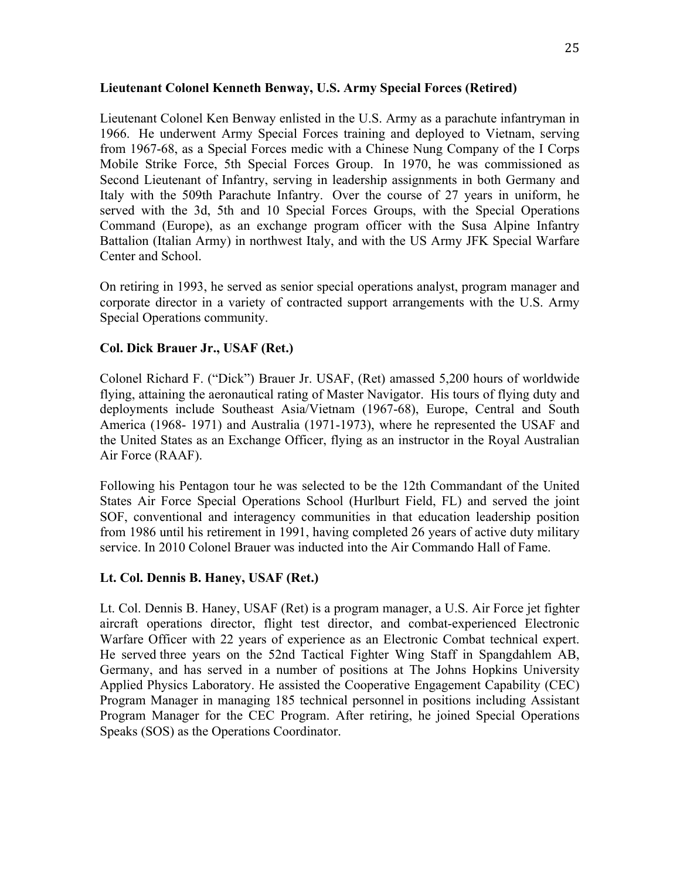**Lieutenant Colonel Kenneth Benway, U.S. Army Special Forces (Retired)**

Lieutenant Colonel Ken Benway enlisted in the U.S. Army as a parachute infantryman in 1966. He underwent Army Special Forces training and deployed to Vietnam, serving from 1967-68, as a Special Forces medic with a Chinese Nung Company of the I Corps Mobile Strike Force, 5th Special Forces Group. In 1970, he was commissioned as Second Lieutenant of Infantry, serving in leadership assignments in both Germany and Italy with the 509th Parachute Infantry. Over the course of 27 years in uniform, he served with the 3d, 5th and 10 Special Forces Groups, with the Special Operations Command (Europe), as an exchange program officer with the Susa Alpine Infantry Battalion (Italian Army) in northwest Italy, and with the US Army JFK Special Warfare Center and School.

On retiring in 1993, he served as senior special operations analyst, program manager and corporate director in a variety of contracted support arrangements with the U.S. Army Special Operations community.

**Col. Dick Brauer Jr., USAF (Ret.)**

Colonel Richard F. ("Dick") Brauer Jr. USAF, (Ret) amassed 5,200 hours of worldwide flying, attaining the aeronautical rating of Master Navigator. His tours of flying duty and deployments include Southeast Asia/Vietnam (1967-68), Europe, Central and South America (1968- 1971) and Australia (1971-1973), where he represented the USAF and the United States as an Exchange Officer, flying as an instructor in the Royal Australian Air Force (RAAF).

Following his Pentagon tour he was selected to be the 12th Commandant of the United States Air Force Special Operations School (Hurlburt Field, FL) and served the joint SOF, conventional and interagency communities in that education leadership position from 1986 until his retirement in 1991, having completed 26 years of active duty military service. In 2010 Colonel Brauer was inducted into the Air Commando Hall of Fame.

**Lt. Col. Dennis B. Haney, USAF (Ret.)**

Lt. Col. Dennis B. Haney, USAF (Ret) is a program manager, a U.S. Air Force jet fighter aircraft operations director, flight test director, and combat-experienced Electronic Warfare Officer with 22 years of experience as an Electronic Combat technical expert. He served three years on the 52nd Tactical Fighter Wing Staff in Spangdahlem AB, Germany, and has served in a number of positions at The Johns Hopkins University Applied Physics Laboratory. He assisted the Cooperative Engagement Capability (CEC) Program Manager in managing 185 technical personnel in positions including Assistant Program Manager for the CEC Program. After retiring, he joined Special Operations Speaks (SOS) as the Operations Coordinator.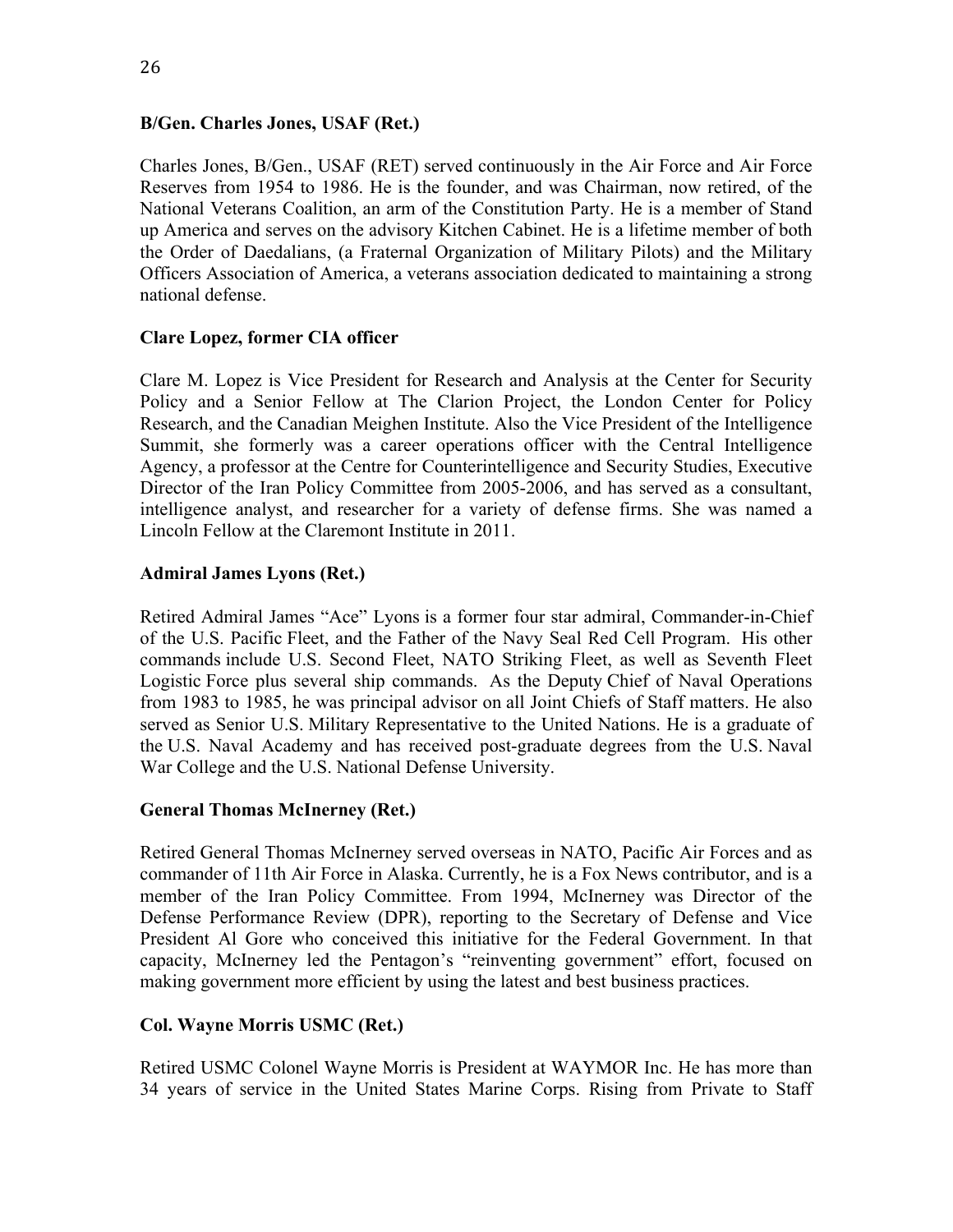**B/Gen. Charles Jones, USAF (Ret.)**

Charles Jones, B/Gen., USAF (RET) served continuously in the Air Force and Air Force Reserves from 1954 to 1986. He is the founder, and was Chairman, now retired, of the National Veterans Coalition, an arm of the Constitution Party. He is a member of Stand up America and serves on the advisory Kitchen Cabinet. He is a lifetime member of both the Order of Daedalians, (a Fraternal Organization of Military Pilots) and the Military Officers Association of America, a veterans association dedicated to maintaining a strong national defense.

**Clare Lopez, former CIA officer**

Clare M. Lopez is Vice President for Research and Analysis at the Center for Security Policy and a Senior Fellow at The Clarion Project, the London Center for Policy Research, and the Canadian Meighen Institute. Also the Vice President of the Intelligence Summit, she formerly was a career operations officer with the Central Intelligence Agency, a professor at the Centre for Counterintelligence and Security Studies, Executive Director of the Iran Policy Committee from 2005-2006, and has served as a consultant, intelligence analyst, and researcher for a variety of defense firms. She was named a Lincoln Fellow at the Claremont Institute in 2011.

**Admiral James Lyons (Ret.)**

Retired Admiral James "Ace" Lyons is a former four star admiral, Commander-in-Chief of the U.S. Pacific Fleet, and the Father of the Navy Seal Red Cell Program. His other commands include U.S. Second Fleet, NATO Striking Fleet, as well as Seventh Fleet Logistic Force plus several ship commands. As the Deputy Chief of Naval Operations from 1983 to 1985, he was principal advisor on all Joint Chiefs of Staff matters. He also served as Senior U.S. Military Representative to the United Nations. He is a graduate of the U.S. Naval Academy and has received post-graduate degrees from the U.S. Naval War College and the U.S. National Defense University.

**General Thomas McInerney (Ret.)**

Retired General Thomas McInerney served overseas in NATO, Pacific Air Forces and as commander of 11th Air Force in Alaska. Currently, he is a Fox News contributor, and is a member of the Iran Policy Committee. From 1994, McInerney was Director of the Defense Performance Review (DPR), reporting to the Secretary of Defense and Vice President Al Gore who conceived this initiative for the Federal Government. In that capacity, McInerney led the Pentagon's "reinventing government" effort, focused on making government more efficient by using the latest and best business practices.

**Col. Wayne Morris USMC (Ret.)**

Retired USMC Colonel Wayne Morris is President at WAYMOR Inc. He has more than 34 years of service in the United States Marine Corps. Rising from Private to Staff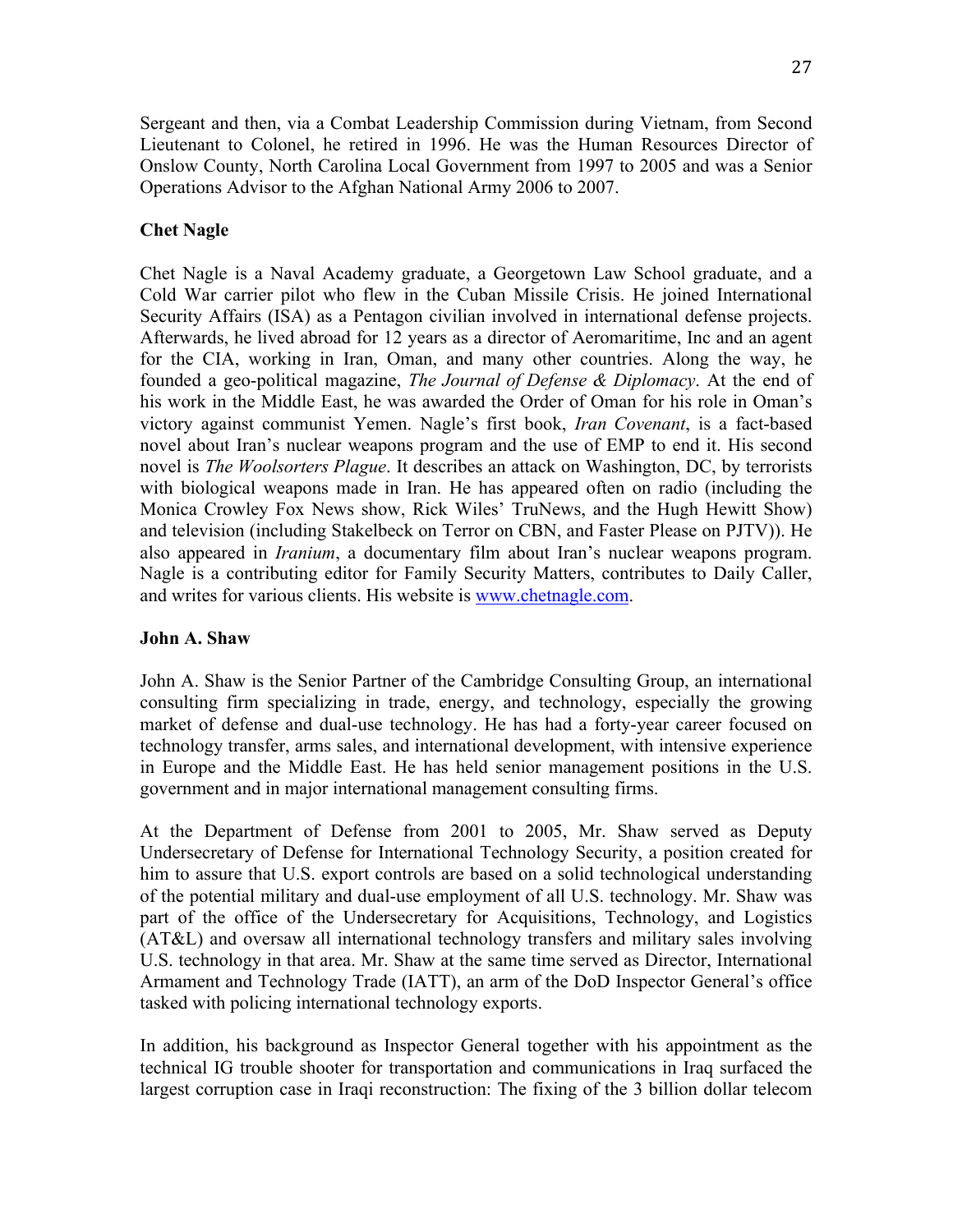Sergeant and then, via a Combat Leadership Commission during Vietnam, from Second Lieutenant to Colonel, he retired in 1996. He was the Human Resources Director of Onslow County, North Carolina Local Government from 1997 to 2005 and was a Senior Operations Advisor to the Afghan National Army 2006 to 2007.

**Chet Nagle**

Chet Nagle is a Naval Academy graduate, a Georgetown Law School graduate, and a Cold War carrier pilot who flew in the Cuban Missile Crisis. He joined International Security Affairs (ISA) as a Pentagon civilian involved in international defense projects. Afterwards, he lived abroad for 12 years as a director of Aeromaritime, Inc and an agent for the CIA, working in Iran, Oman, and many other countries. Along the way, he founded a geo-political magazine, *The Journal of Defense & Diplomacy*. At the end of his work in the Middle East, he was awarded the Order of Oman for his role in Oman's victory against communist Yemen. Nagle's first book, *Iran Covenant*, is a fact-based novel about Iran's nuclear weapons program and the use of EMP to end it. His second novel is *The Woolsorters Plague*. It describes an attack on Washington, DC, by terrorists with biological weapons made in Iran. He has appeared often on radio (including the Monica Crowley Fox News show, Rick Wiles' TruNews, and the Hugh Hewitt Show) and television (including Stakelbeck on Terror on CBN, and Faster Please on PJTV)). He also appeared in *Iranium*, a documentary film about Iran's nuclear weapons program. Nagle is a contributing editor for Family Security Matters, contributes to Daily Caller, and writes for various clients. His website is [www.chetnagle.com](http://www.chetnagle.com).

**John A. Shaw**

John A. Shaw is the Senior Partner of the Cambridge Consulting Group, an international consulting firm specializing in trade, energy, and technology, especially the growing market of defense and dual-use technology. He has had a forty-year career focused on technology transfer, arms sales, and international development, with intensive experience in Europe and the Middle East. He has held senior management positions in the U.S. government and in major international management consulting firms.

At the Department of Defense from 2001 to 2005, Mr. Shaw served as Deputy Undersecretary of Defense for International Technology Security, a position created for him to assure that U.S. export controls are based on a solid technological understanding of the potential military and dual-use employment of all U.S. technology. Mr. Shaw was part of the office of the Undersecretary for Acquisitions, Technology, and Logistics (AT&L) and oversaw all international technology transfers and military sales involving U.S. technology in that area. Mr. Shaw at the same time served as Director, International Armament and Technology Trade (IATT), an arm of the DoD Inspector General's office tasked with policing international technology exports.

In addition, his background as Inspector General together with his appointment as the technical IG trouble shooter for transportation and communications in Iraq surfaced the largest corruption case in Iraqi reconstruction: The fixing of the 3 billion dollar telecom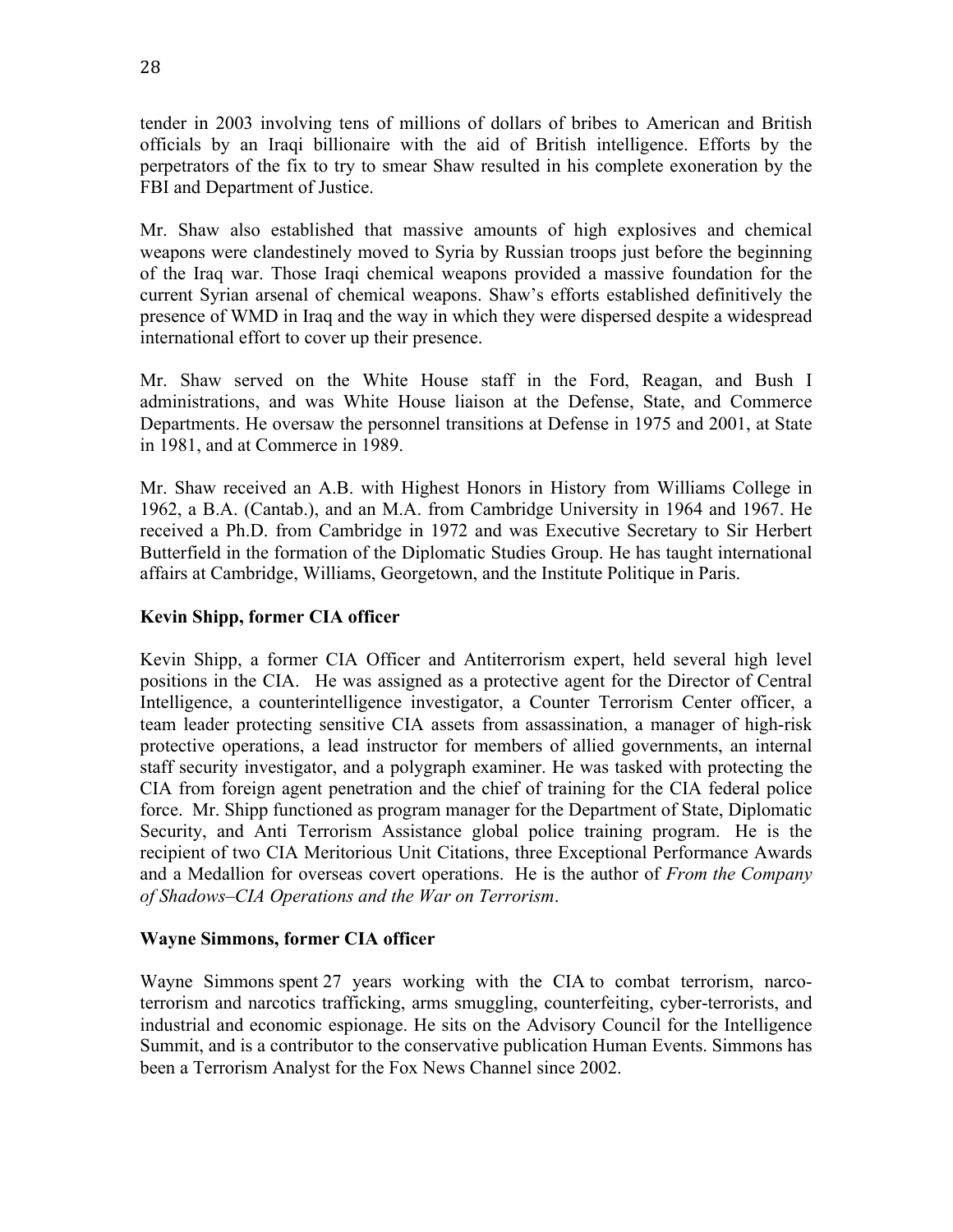tender in 2003 involving tens of millions of dollars of bribes to American and British officials by an Iraqi billionaire with the aid of British intelligence. Efforts by the perpetrators of the fix to try to smear Shaw resulted in his complete exoneration by the FBI and Department of Justice.

Mr. Shaw also established that massive amounts of high explosives and chemical weapons were clandestinely moved to Syria by Russian troops just before the beginning of the Iraq war. Those Iraqi chemical weapons provided a massive foundation for the current Syrian arsenal of chemical weapons. Shaw's efforts established definitively the presence of WMD in Iraq and the way in which they were dispersed despite a widespread international effort to cover up their presence.

Mr. Shaw served on the White House staff in the Ford, Reagan, and Bush I administrations, and was White House liaison at the Defense, State, and Commerce Departments. He oversaw the personnel transitions at Defense in 1975 and 2001, at State in 1981, and at Commerce in 1989.

Mr. Shaw received an A.B. with Highest Honors in History from Williams College in 1962, a B.A. (Cantab.), and an M.A. from Cambridge University in 1964 and 1967. He received a Ph.D. from Cambridge in 1972 and was Executive Secretary to Sir Herbert Butterfield in the formation of the Diplomatic Studies Group. He has taught international affairs at Cambridge, Williams, Georgetown, and the Institute Politique in Paris.

**Kevin Shipp, former CIA officer**

Kevin Shipp, a former CIA Officer and Antiterrorism expert, held several high level positions in the CIA. He was assigned as a protective agent for the Director of Central Intelligence, a counterintelligence investigator, a Counter Terrorism Center officer, a team leader protecting sensitive CIA assets from assassination, a manager of high-risk protective operations, a lead instructor for members of allied governments, an internal staff security investigator, and a polygraph examiner. He was tasked with protecting the CIA from foreign agent penetration and the chief of training for the CIA federal police force. Mr. Shipp functioned as program manager for the Department of State, Diplomatic Security, and Anti Terrorism Assistance global police training program. He is the recipient of two CIA Meritorious Unit Citations, three Exceptional Performance Awards and a Medallion for overseas covert operations. He is the author of *From the Company of Shadows–CIA Operations and the War on Terrorism*.

**Wayne Simmons, former CIA officer**

Wayne Simmons spent 27 years working with the CIA to combat terrorism, narco-terrorism and narcotics trafficking, arms smuggling, counterfeiting, cyber-terrorists, and industrial and economic espionage. He sits on the Advisory Council for the Intelligence Summit, and is a contributor to the conservative publication Human Events. Simmons has been a Terrorism Analyst for the Fox News Channel since 2002.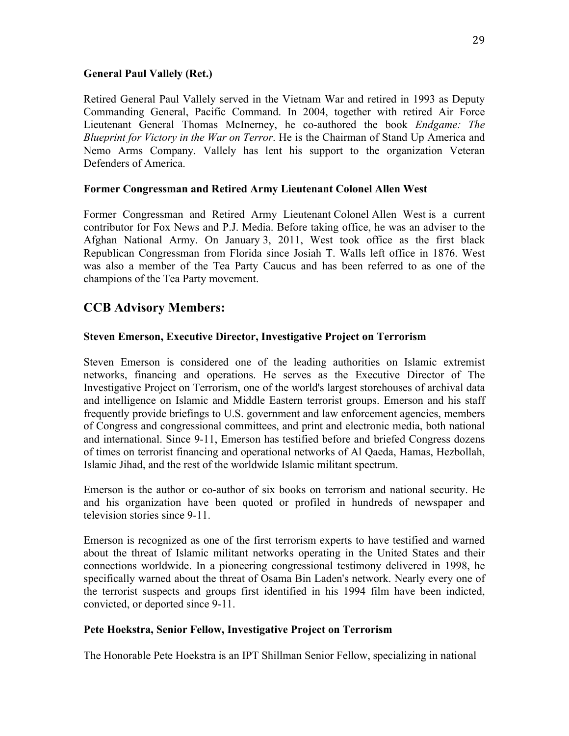**General Paul Vallely (Ret.)**

Retired General Paul Vallely served in the Vietnam War and retired in 1993 as Deputy Commanding General, Pacific Command. In 2004, together with retired Air Force Lieutenant General Thomas McInerney, he co-authored the book *Endgame: The Blueprint for Victory in the War on Terror*. He is the Chairman of Stand Up America and Nemo Arms Company. Vallely has lent his support to the organization Veteran Defenders of America.

**Former Congressman and Retired Army Lieutenant Colonel Allen West**

Former Congressman and Retired Army Lieutenant Colonel Allen West is a current contributor for Fox News and P.J. Media. Before taking office, he was an adviser to the Afghan National Army. On January 3, 2011, West took office as the first black Republican Congressman from Florida since Josiah T. Walls left office in 1876. West was also a member of the Tea Party Caucus and has been referred to as one of the champions of the Tea Party movement.

## CCB Advisory Members:

**Steven Emerson, Executive Director, Investigative Project on Terrorism**

Steven Emerson is considered one of the leading authorities on Islamic extremist networks, financing and operations. He serves as the Executive Director of The Investigative Project on Terrorism, one of the world's largest storehouses of archival data and intelligence on Islamic and Middle Eastern terrorist groups. Emerson and his staff frequently provide briefings to U.S. government and law enforcement agencies, members of Congress and congressional committees, and print and electronic media, both national and international. Since 9-11, Emerson has testified before and briefed Congress dozens of times on terrorist financing and operational networks of Al Qaeda, Hamas, Hezbollah, Islamic Jihad, and the rest of the worldwide Islamic militant spectrum.

Emerson is the author or co-author of six books on terrorism and national security. He and his organization have been quoted or profiled in hundreds of newspaper and television stories since 9-11.

Emerson is recognized as one of the first terrorism experts to have testified and warned about the threat of Islamic militant networks operating in the United States and their connections worldwide. In a pioneering congressional testimony delivered in 1998, he specifically warned about the threat of Osama Bin Laden's network. Nearly every one of the terrorist suspects and groups first identified in his 1994 film have been indicted, convicted, or deported since 9-11.

**Pete Hoekstra, Senior Fellow, Investigative Project on Terrorism**

The Honorable Pete Hoekstra is an IPT Shillman Senior Fellow, specializing in national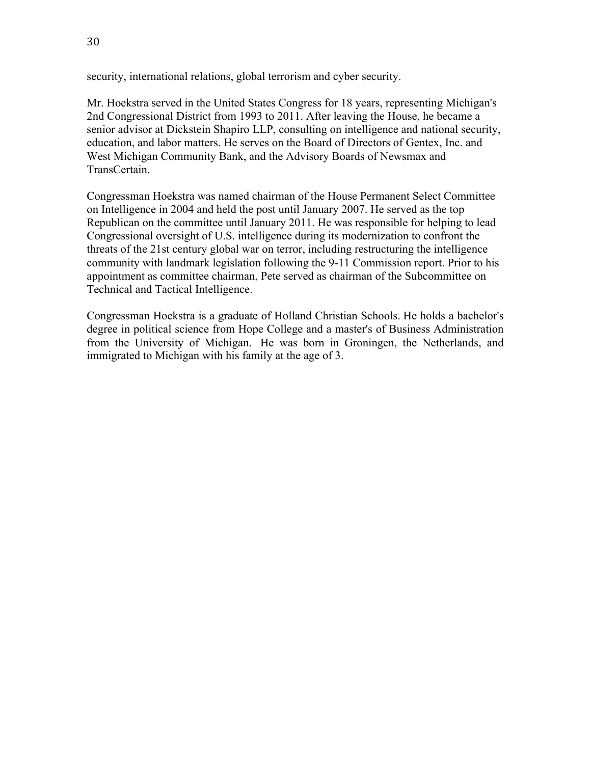security, international relations, global terrorism and cyber security.

Mr. Hoekstra served in the United States Congress for 18 years, representing Michigan's 2nd Congressional District from 1993 to 2011. After leaving the House, he became a senior advisor at Dickstein Shapiro LLP, consulting on intelligence and national security, education, and labor matters. He serves on the Board of Directors of Gentex, Inc. and West Michigan Community Bank, and the Advisory Boards of Newsmax and TransCertain.

Congressman Hoekstra was named chairman of the House Permanent Select Committee on Intelligence in 2004 and held the post until January 2007. He served as the top Republican on the committee until January 2011. He was responsible for helping to lead Congressional oversight of U.S. intelligence during its modernization to confront the threats of the 21st century global war on terror, including restructuring the intelligence community with landmark legislation following the 9-11 Commission report. Prior to his appointment as committee chairman, Pete served as chairman of the Subcommittee on Technical and Tactical Intelligence.

Congressman Hoekstra is a graduate of Holland Christian Schools. He holds a bachelor's degree in political science from Hope College and a master's of Business Administration from the University of Michigan. He was born in Groningen, the Netherlands, and immigrated to Michigan with his family at the age of 3.